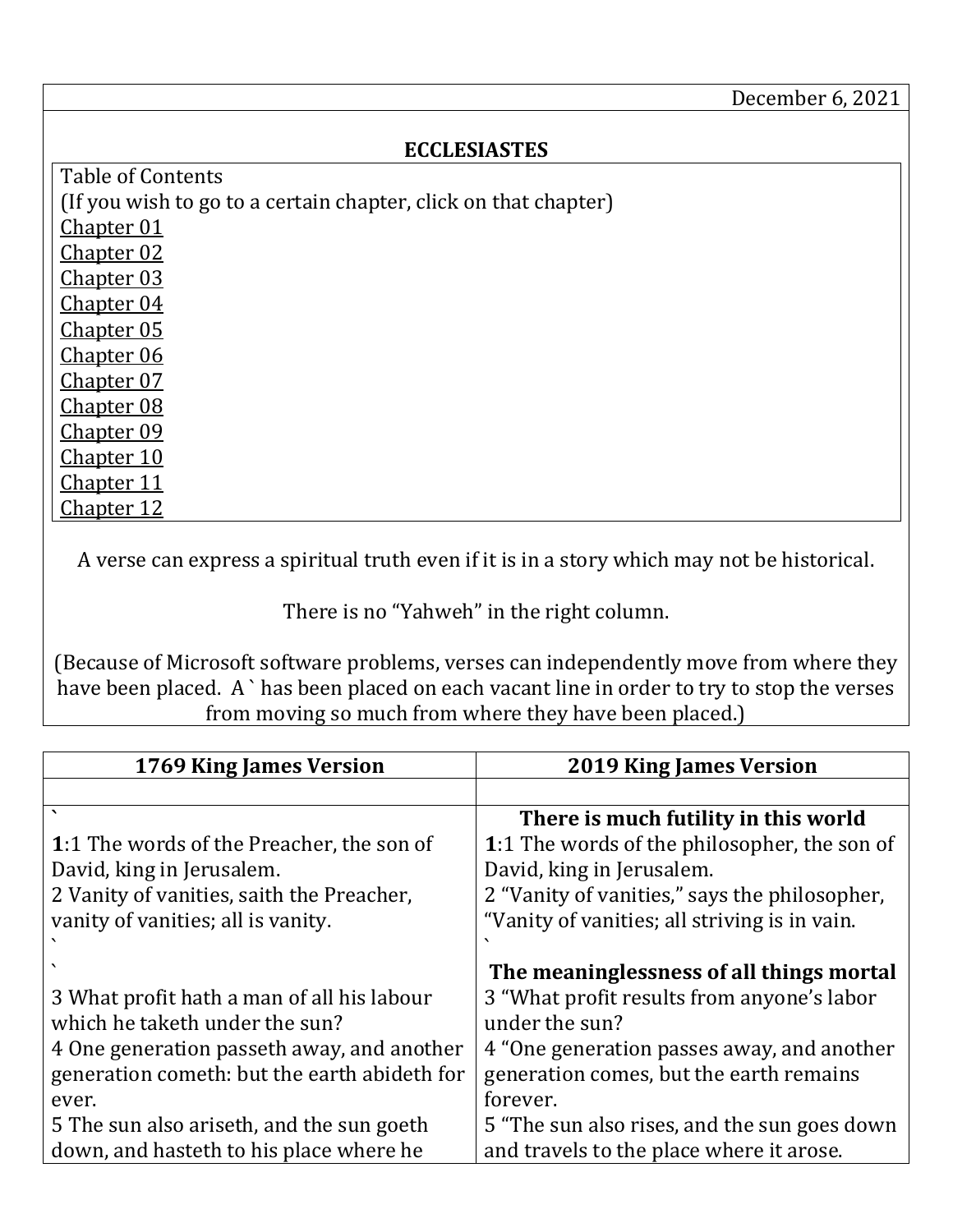December 6, 2021

## ECCLESIASTES

Table of Contents
(If you wish to go to a certain chapter, click on that chapter)
Chapter 01
Chapter 02
Chapter 03
Chapter 04
Chapter 05
Chapter 06
Chapter 07
Chapter 08
Chapter 09
Chapter 10
Chapter 11
Chapter 12

A verse can express a spiritual truth even if it is in a story which may not be historical.

There is no "Yahweh" in the right column.

(Because of Microsoft software problems, verses can independently move from where they have been placed. A ` has been placed on each vacant line in order to try to stop the verses from moving so much from where they have been placed.)

| 1769 King James Version | 2019 King James Version |
|---|---|
| | |
| ` | **There is much futility in this world** |
| **1**:1 The words of the Preacher, the son of David, king in Jerusalem. | **1**:1 The words of the philosopher, the son of David, king in Jerusalem. |
| 2 Vanity of vanities, saith the Preacher, vanity of vanities; all is vanity. | 2 "Vanity of vanities," says the philosopher, "Vanity of vanities; all striving is in vain. |
| ` | ` |
| ` | **The meaninglessness of all things mortal** |
| 3 What profit hath a man of all his labour which he taketh under the sun? | 3 "What profit results from anyone's labor under the sun? |
| 4 One generation passeth away, and another generation cometh: but the earth abideth for ever. | 4 "One generation passes away, and another generation comes, but the earth remains forever. |
| 5 The sun also ariseth, and the sun goeth down, and hasteth to his place where he | 5 "The sun also rises, and the sun goes down and travels to the place where it arose. |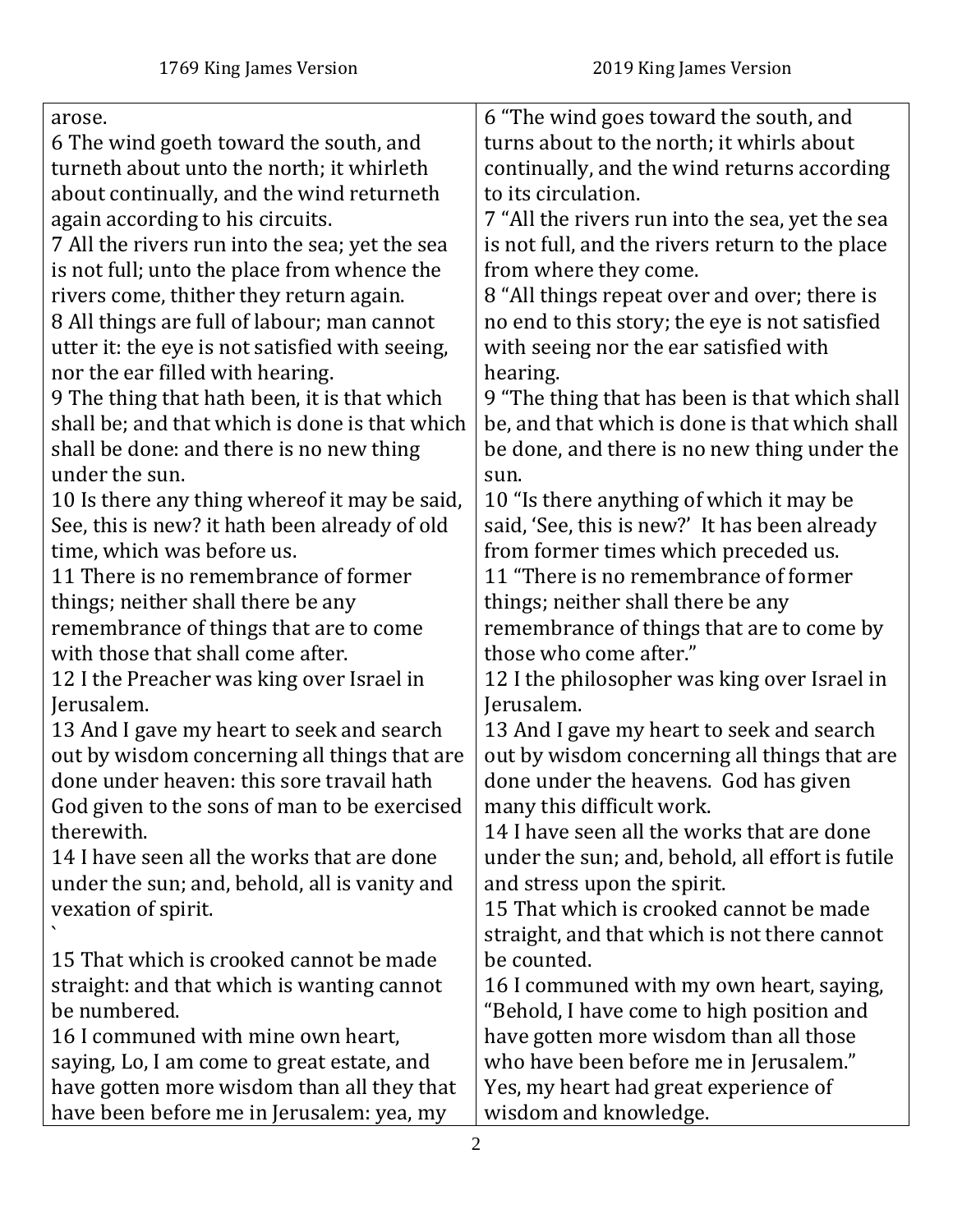| 1769 King James Version | 2019 King James Version |
|---|---|
| arose. | |
| 6 The wind goeth toward the south, and turneth about unto the north; it whirleth about continually, and the wind returneth again according to his circuits. | 6 “The wind goes toward the south, and turns about to the north; it whirls about continually, and the wind returns according to its circulation. |
| 7 All the rivers run into the sea; yet the sea is not full; unto the place from whence the rivers come, thither they return again. | 7 “All the rivers run into the sea, yet the sea is not full, and the rivers return to the place from where they come. |
| 8 All things are full of labour; man cannot utter it: the eye is not satisfied with seeing, nor the ear filled with hearing. | 8 “All things repeat over and over; there is no end to this story; the eye is not satisfied with seeing nor the ear satisfied with hearing. |
| 9 The thing that hath been, it is that which shall be; and that which is done is that which shall be done: and there is no new thing under the sun. | 9 “The thing that has been is that which shall be, and that which is done is that which shall be done, and there is no new thing under the sun. |
| 10 Is there any thing whereof it may be said, See, this is new? it hath been already of old time, which was before us. | 10 “Is there anything of which it may be said, ‘See, this is new?’ It has been already from former times which preceded us. |
| 11 There is no remembrance of former things; neither shall there be any remembrance of things that are to come with those that shall come after. | 11 “There is no remembrance of former things; neither shall there be any remembrance of things that are to come by those who come after.” |
| 12 I the Preacher was king over Israel in Jerusalem. | 12 I the philosopher was king over Israel in Jerusalem. |
| 13 And I gave my heart to seek and search out by wisdom concerning all things that are done under heaven: this sore travail hath God given to the sons of man to be exercised therewith. | 13 And I gave my heart to seek and search out by wisdom concerning all things that are done under the heavens. God has given many this difficult work. |
| 14 I have seen all the works that are done under the sun; and, behold, all is vanity and vexation of spirit. ` | 14 I have seen all the works that are done under the sun; and, behold, all effort is futile and stress upon the spirit. |
| 15 That which is crooked cannot be made straight: and that which is wanting cannot be numbered. | 15 That which is crooked cannot be made straight, and that which is not there cannot be counted. |
| 16 I communed with mine own heart, saying, Lo, I am come to great estate, and have gotten more wisdom than all they that have been before me in Jerusalem: yea, my | 16 I communed with my own heart, saying, “Behold, I have come to high position and have gotten more wisdom than all those who have been before me in Jerusalem.” Yes, my heart had great experience of wisdom and knowledge. |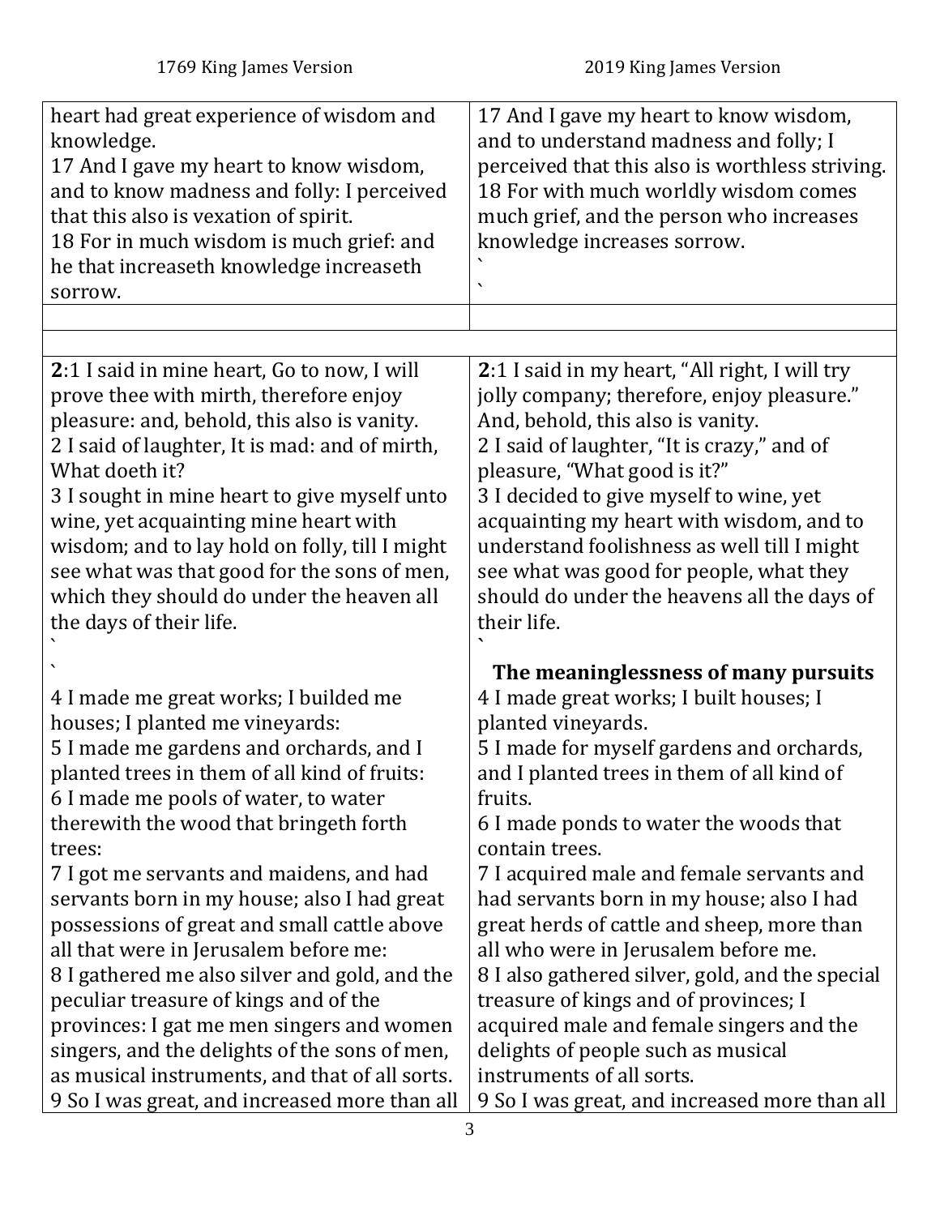| 1769 King James Version | 2019 King James Version |
|---|---|
| heart had great experience of wisdom and knowledge.<br>17 And I gave my heart to know wisdom, and to know madness and folly: I perceived that this also is vexation of spirit.<br>18 For in much wisdom is much grief: and he that increaseth knowledge increaseth sorrow. | 17 And I gave my heart to know wisdom, and to understand madness and folly; I perceived that this also is worthless striving.<br>18 For with much worldly wisdom comes much grief, and the person who increases knowledge increases sorrow.<br>`<br>` |
| | |
| | |
| **2**:1 I said in mine heart, Go to now, I will prove thee with mirth, therefore enjoy pleasure: and, behold, this also is vanity.<br>2 I said of laughter, It is mad: and of mirth, What doeth it?<br>3 I sought in mine heart to give myself unto wine, yet acquainting mine heart with wisdom; and to lay hold on folly, till I might see what was that good for the sons of men, which they should do under the heaven all the days of their life.<br>`<br>`<br>4 I made me great works; I builded me houses; I planted me vineyards:<br>5 I made me gardens and orchards, and I planted trees in them of all kind of fruits:<br>6 I made me pools of water, to water therewith the wood that bringeth forth trees:<br>7 I got me servants and maidens, and had servants born in my house; also I had great possessions of great and small cattle above all that were in Jerusalem before me:<br>8 I gathered me also silver and gold, and the peculiar treasure of kings and of the provinces: I gat me men singers and women singers, and the delights of the sons of men, as musical instruments, and that of all sorts.<br>9 So I was great, and increased more than all | **2**:1 I said in my heart, "All right, I will try jolly company; therefore, enjoy pleasure." And, behold, this also is vanity.<br>2 I said of laughter, "It is crazy," and of pleasure, "What good is it?"<br>3 I decided to give myself to wine, yet acquainting my heart with wisdom, and to understand foolishness as well till I might see what was good for people, what they should do under the heavens all the days of their life.<br>`<br>**The meaninglessness of many pursuits**<br>4 I made great works; I built houses; I planted vineyards.<br>5 I made for myself gardens and orchards, and I planted trees in them of all kind of fruits.<br>6 I made ponds to water the woods that contain trees.<br>7 I acquired male and female servants and had servants born in my house; also I had great herds of cattle and sheep, more than all who were in Jerusalem before me.<br>8 I also gathered silver, gold, and the special treasure of kings and of provinces; I acquired male and female singers and the delights of people such as musical instruments of all sorts.<br>9 So I was great, and increased more than all |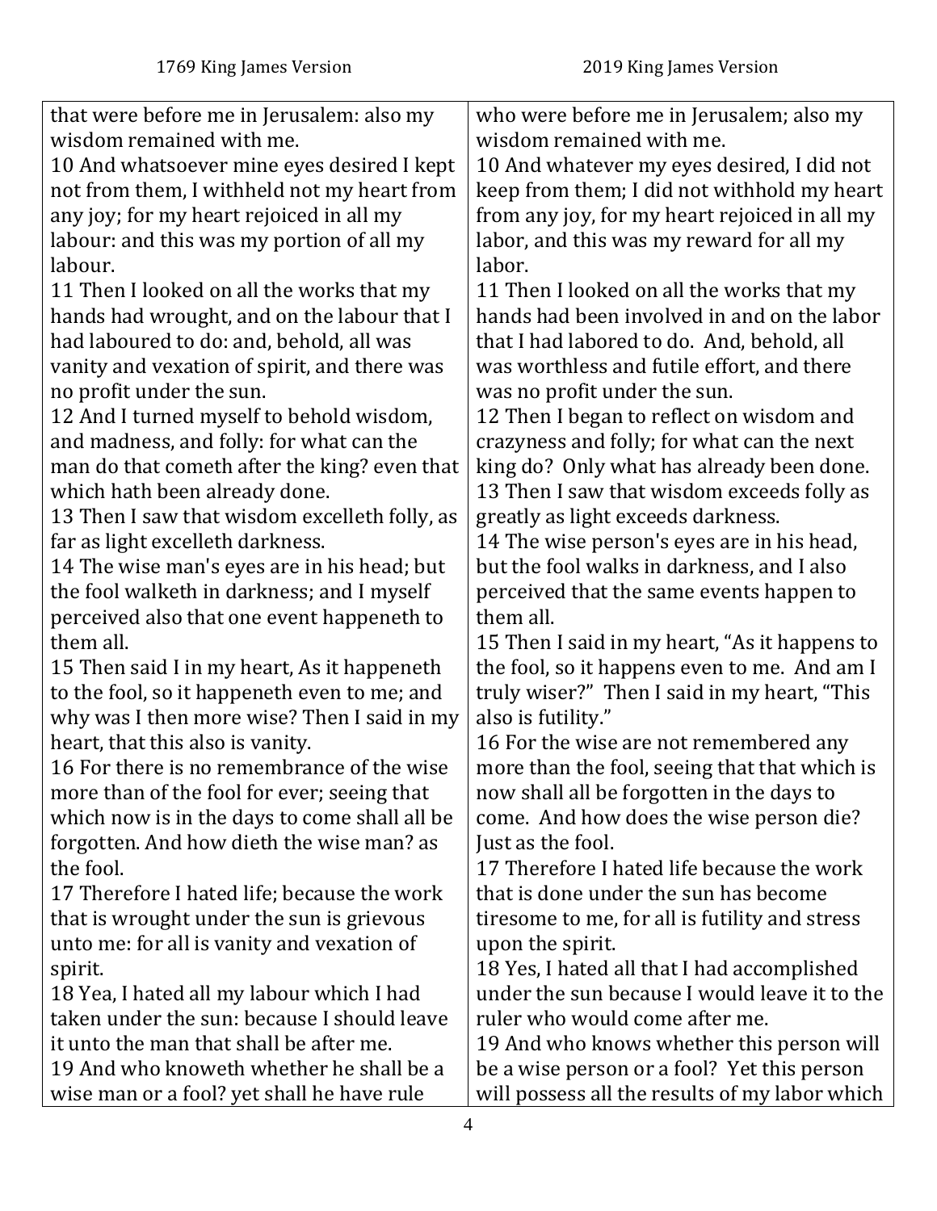| 1769 King James Version | 2019 King James Version |
|---|---|
| that were before me in Jerusalem: also my wisdom remained with me. | who were before me in Jerusalem; also my wisdom remained with me. |
| 10 And whatsoever mine eyes desired I kept not from them, I withheld not my heart from any joy; for my heart rejoiced in all my labour: and this was my portion of all my labour. | 10 And whatever my eyes desired, I did not keep from them; I did not withhold my heart from any joy, for my heart rejoiced in all my labor, and this was my reward for all my labor. |
| 11 Then I looked on all the works that my hands had wrought, and on the labour that I had laboured to do: and, behold, all was vanity and vexation of spirit, and there was no profit under the sun. | 11 Then I looked on all the works that my hands had been involved in and on the labor that I had labored to do. And, behold, all was worthless and futile effort, and there was no profit under the sun. |
| 12 And I turned myself to behold wisdom, and madness, and folly: for what can the man do that cometh after the king? even that which hath been already done. | 12 Then I began to reflect on wisdom and crazyness and folly; for what can the next king do? Only what has already been done. |
| 13 Then I saw that wisdom excelleth folly, as far as light excelleth darkness. | 13 Then I saw that wisdom exceeds folly as greatly as light exceeds darkness. |
| 14 The wise man's eyes are in his head; but the fool walketh in darkness; and I myself perceived also that one event happeneth to them all. | 14 The wise person's eyes are in his head, but the fool walks in darkness, and I also perceived that the same events happen to them all. |
| 15 Then said I in my heart, As it happeneth to the fool, so it happeneth even to me; and why was I then more wise? Then I said in my heart, that this also is vanity. | 15 Then I said in my heart, "As it happens to the fool, so it happens even to me. And am I truly wiser?" Then I said in my heart, "This also is futility." |
| 16 For there is no remembrance of the wise more than of the fool for ever; seeing that which now is in the days to come shall all be forgotten. And how dieth the wise man? as the fool. | 16 For the wise are not remembered any more than the fool, seeing that that which is now shall all be forgotten in the days to come. And how does the wise person die? Just as the fool. |
| 17 Therefore I hated life; because the work that is wrought under the sun is grievous unto me: for all is vanity and vexation of spirit. | 17 Therefore I hated life because the work that is done under the sun has become tiresome to me, for all is futility and stress upon the spirit. |
| 18 Yea, I hated all my labour which I had taken under the sun: because I should leave it unto the man that shall be after me. | 18 Yes, I hated all that I had accomplished under the sun because I would leave it to the ruler who would come after me. |
| 19 And who knoweth whether he shall be a wise man or a fool? yet shall he have rule | 19 And who knows whether this person will be a wise person or a fool? Yet this person will possess all the results of my labor which |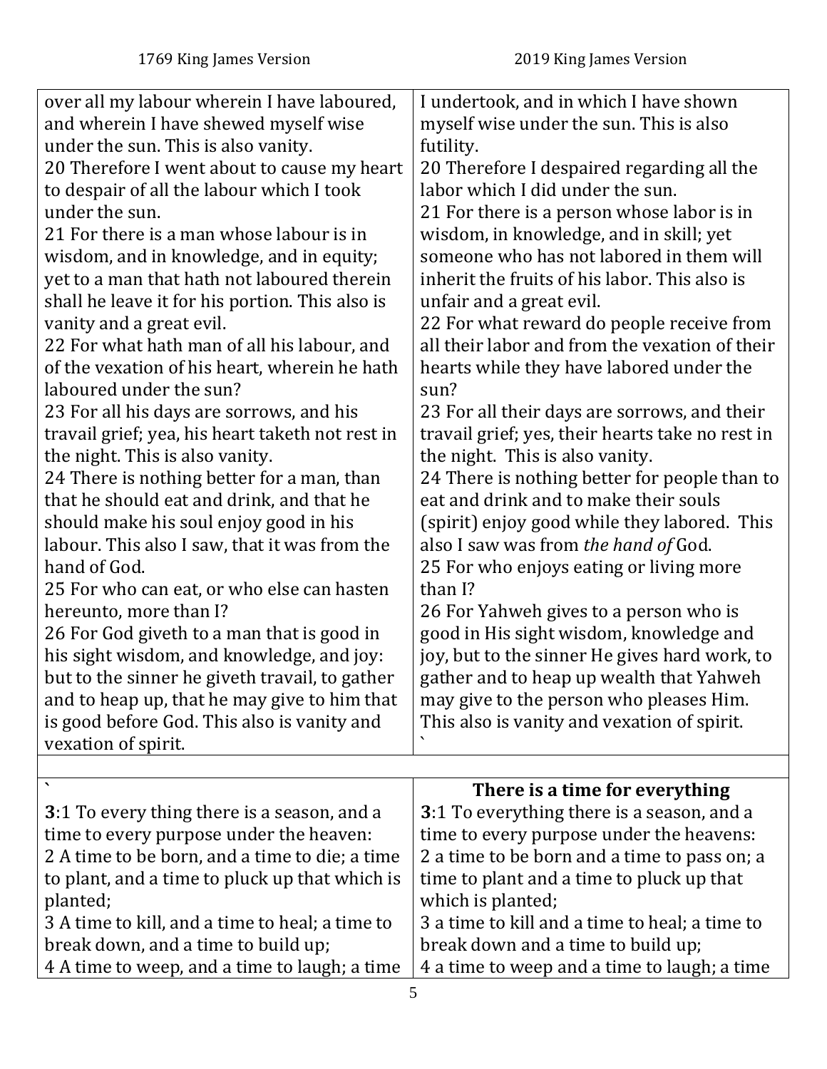| 1769 King James Version | 2019 King James Version |
|---|---|
| over all my labour wherein I have laboured, and wherein I have shewed myself wise under the sun. This is also vanity.<br>20 Therefore I went about to cause my heart to despair of all the labour which I took under the sun.<br>21 For there is a man whose labour is in wisdom, and in knowledge, and in equity; yet to a man that hath not laboured therein shall he leave it for his portion. This also is vanity and a great evil.<br>22 For what hath man of all his labour, and of the vexation of his heart, wherein he hath laboured under the sun?<br>23 For all his days are sorrows, and his travail grief; yea, his heart taketh not rest in the night. This is also vanity.<br>24 There is nothing better for a man, than that he should eat and drink, and that he should make his soul enjoy good in his labour. This also I saw, that it was from the hand of God.<br>25 For who can eat, or who else can hasten hereunto, more than I?<br>26 For God giveth to a man that is good in his sight wisdom, and knowledge, and joy: but to the sinner he giveth travail, to gather and to heap up, that he may give to him that is good before God. This also is vanity and vexation of spirit. | I undertook, and in which I have shown myself wise under the sun. This is also futility.<br>20 Therefore I despaired regarding all the labor which I did under the sun.<br>21 For there is a person whose labor is in wisdom, in knowledge, and in skill; yet someone who has not labored in them will inherit the fruits of his labor. This also is unfair and a great evil.<br>22 For what reward do people receive from all their labor and from the vexation of their hearts while they have labored under the sun?<br>23 For all their days are sorrows, and their travail grief; yes, their hearts take no rest in the night. This is also vanity.<br>24 There is nothing better for people than to eat and drink and to make their souls (spirit) enjoy good while they labored. This also I saw was from *the hand of* God.<br>25 For who enjoys eating or living more than I?<br>26 For Yahweh gives to a person who is good in His sight wisdom, knowledge and joy, but to the sinner He gives hard work, to gather and to heap up wealth that Yahweh may give to the person who pleases Him. This also is vanity and vexation of spirit.<br>` |
| | |
| `<br>**3**:1 To every thing there is a season, and a time to every purpose under the heaven:<br>2 A time to be born, and a time to die; a time to plant, and a time to pluck up that which is planted;<br>3 A time to kill, and a time to heal; a time to break down, and a time to build up;<br>4 A time to weep, and a time to laugh; a time | **There is a time for everything**<br>**3**:1 To everything there is a season, and a time to every purpose under the heavens:<br>2 a time to be born and a time to pass on; a time to plant and a time to pluck up that which is planted;<br>3 a time to kill and a time to heal; a time to break down and a time to build up;<br>4 a time to weep and a time to laugh; a time |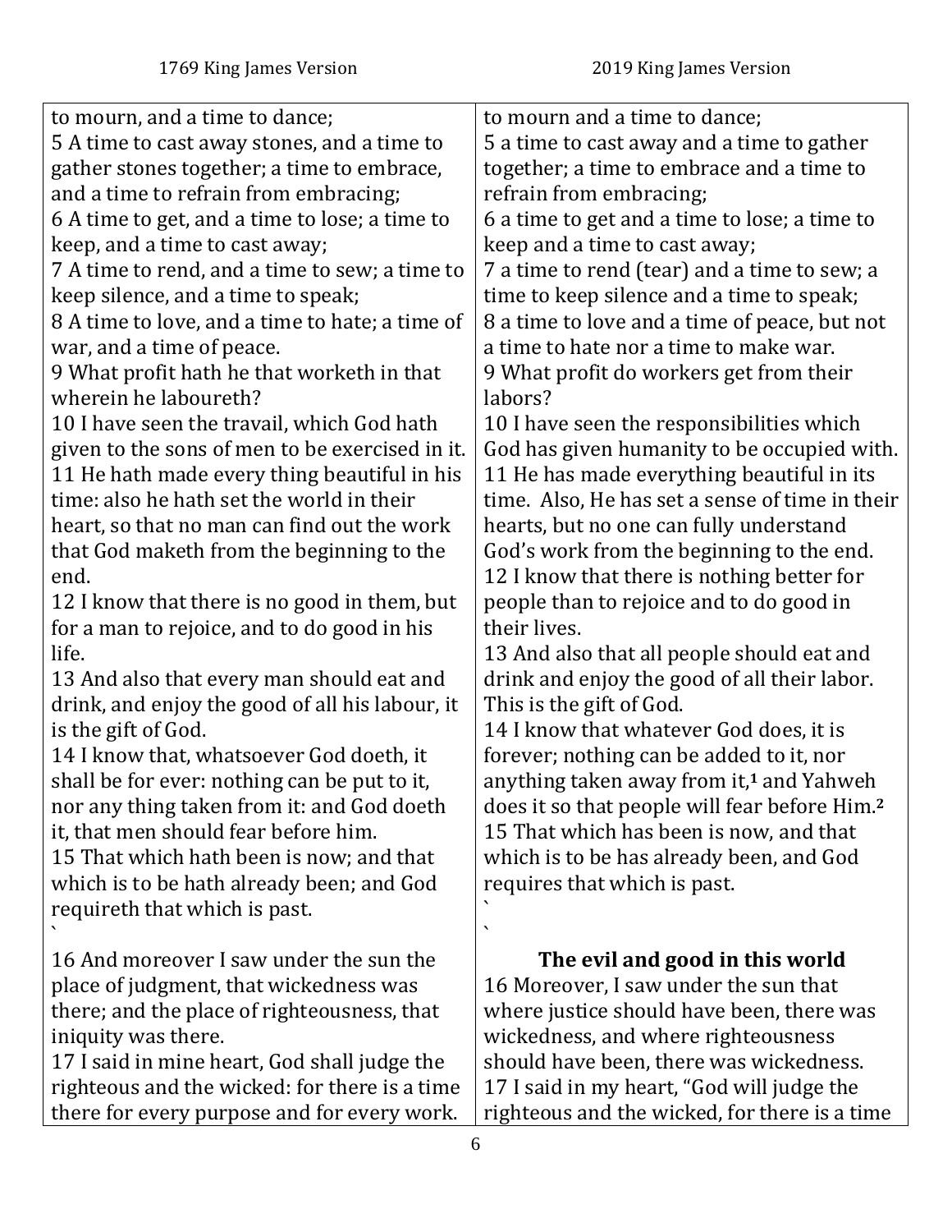| 1769 King James Version | 2019 King James Version |
|---|---|
| to mourn, and a time to dance;<br>5 A time to cast away stones, and a time to gather stones together; a time to embrace, and a time to refrain from embracing;<br>6 A time to get, and a time to lose; a time to keep, and a time to cast away;<br>7 A time to rend, and a time to sew; a time to keep silence, and a time to speak;<br>8 A time to love, and a time to hate; a time of war, and a time of peace.<br>9 What profit hath he that worketh in that wherein he laboureth?<br>10 I have seen the travail, which God hath given to the sons of men to be exercised in it.<br>11 He hath made every thing beautiful in his time: also he hath set the world in their heart, so that no man can find out the work that God maketh from the beginning to the end.<br>12 I know that there is no good in them, but for a man to rejoice, and to do good in his life.<br>13 And also that every man should eat and drink, and enjoy the good of all his labour, it is the gift of God.<br>14 I know that, whatsoever God doeth, it shall be for ever: nothing can be put to it, nor any thing taken from it: and God doeth it, that men should fear before him.<br>15 That which hath been is now; and that which is to be hath already been; and God requireth that which is past.<br>`<br>16 And moreover I saw under the sun the place of judgment, that wickedness was there; and the place of righteousness, that iniquity was there.<br>17 I said in mine heart, God shall judge the righteous and the wicked: for there is a time there for every purpose and for every work. | to mourn and a time to dance;<br>5 a time to cast away and a time to gather together; a time to embrace and a time to refrain from embracing;<br>6 a time to get and a time to lose; a time to keep and a time to cast away;<br>7 a time to rend (tear) and a time to sew; a time to keep silence and a time to speak;<br>8 a time to love and a time of peace, but not a time to hate nor a time to make war.<br>9 What profit do workers get from their labors?<br>10 I have seen the responsibilities which God has given humanity to be occupied with.<br>11 He has made everything beautiful in its time. Also, He has set a sense of time in their hearts, but no one can fully understand God's work from the beginning to the end.<br>12 I know that there is nothing better for people than to rejoice and to do good in their lives.<br>13 And also that all people should eat and drink and enjoy the good of all their labor. This is the gift of God.<br>14 I know that whatever God does, it is forever; nothing can be added to it, nor anything taken away from it,[1] and Yahweh does it so that people will fear before Him.[2]<br>15 That which has been is now, and that which is to be has already been, and God requires that which is past.<br>`<br>`<br>**The evil and good in this world**<br>16 Moreover, I saw under the sun that where justice should have been, there was wickedness, and where righteousness should have been, there was wickedness.<br>17 I said in my heart, "God will judge the righteous and the wicked, for there is a time |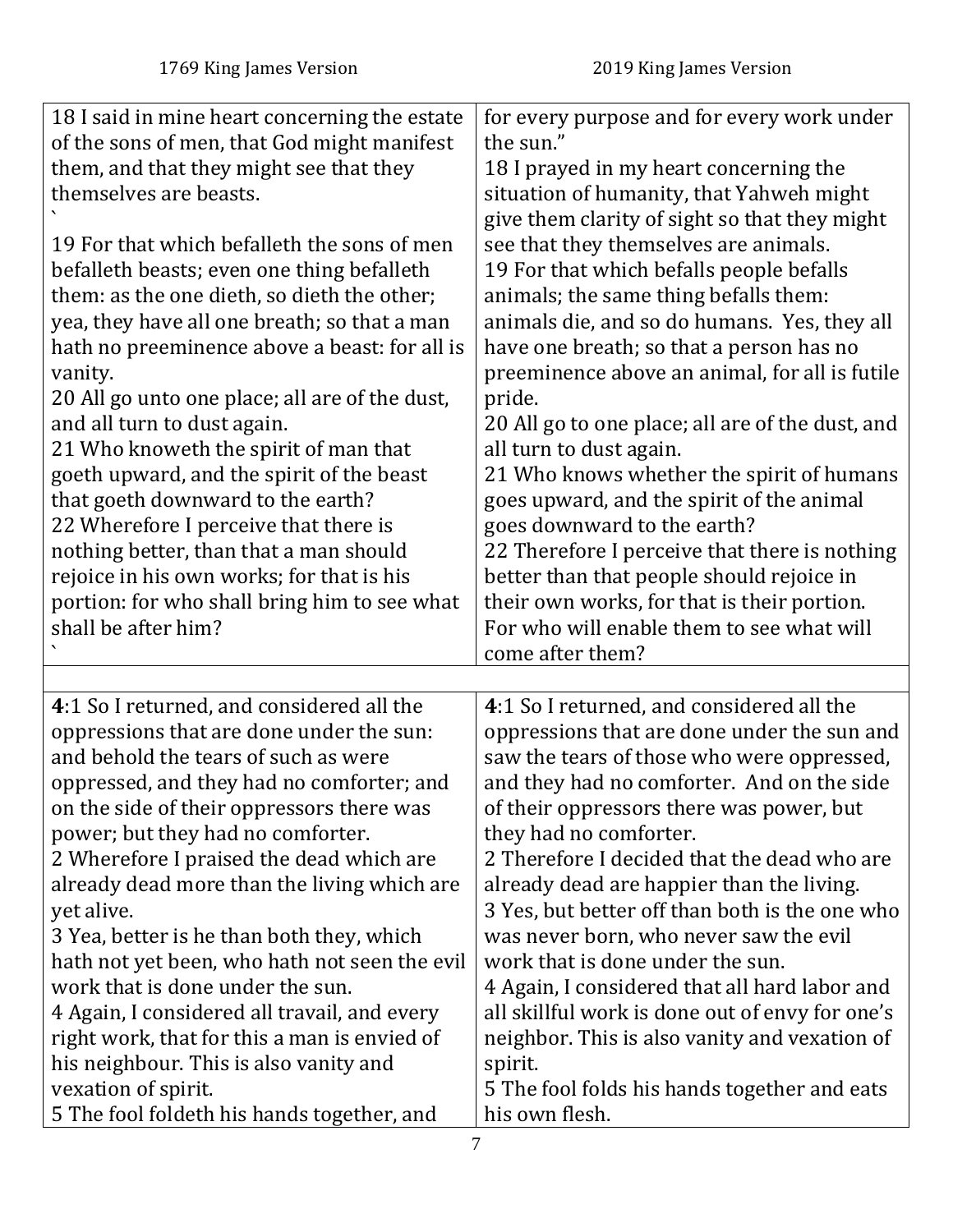| 1769 King James Version | 2019 King James Version |
|---|---|
| 18 I said in mine heart concerning the estate of the sons of men, that God might manifest them, and that they might see that they themselves are beasts.<br>`<br>19 For that which befalleth the sons of men befalleth beasts; even one thing befalleth them: as the one dieth, so dieth the other; yea, they have all one breath; so that a man hath no preeminence above a beast: for all is vanity.<br>20 All go unto one place; all are of the dust, and all turn to dust again.<br>21 Who knoweth the spirit of man that goeth upward, and the spirit of the beast that goeth downward to the earth?<br>22 Wherefore I perceive that there is nothing better, than that a man should rejoice in his own works; for that is his portion: for who shall bring him to see what shall be after him?<br>` | for every purpose and for every work under the sun."<br>18 I prayed in my heart concerning the situation of humanity, that Yahweh might give them clarity of sight so that they might see that they themselves are animals.<br>19 For that which befalls people befalls animals; the same thing befalls them: animals die, and so do humans. Yes, they all have one breath; so that a person has no preeminence above an animal, for all is futile pride.<br>20 All go to one place; all are of the dust, and all turn to dust again.<br>21 Who knows whether the spirit of humans goes upward, and the spirit of the animal goes downward to the earth?<br>22 Therefore I perceive that there is nothing better than that people should rejoice in their own works, for that is their portion. For who will enable them to see what will come after them? |
| | |
| **4**:1 So I returned, and considered all the oppressions that are done under the sun: and behold the tears of such as were oppressed, and they had no comforter; and on the side of their oppressors there was power; but they had no comforter.<br>2 Wherefore I praised the dead which are already dead more than the living which are yet alive.<br>3 Yea, better is he than both they, which hath not yet been, who hath not seen the evil work that is done under the sun.<br>4 Again, I considered all travail, and every right work, that for this a man is envied of his neighbour. This is also vanity and vexation of spirit.<br>5 The fool foldeth his hands together, and | **4**:1 So I returned, and considered all the oppressions that are done under the sun and saw the tears of those who were oppressed, and they had no comforter. And on the side of their oppressors there was power, but they had no comforter.<br>2 Therefore I decided that the dead who are already dead are happier than the living.<br>3 Yes, but better off than both is the one who was never born, who never saw the evil work that is done under the sun.<br>4 Again, I considered that all hard labor and all skillful work is done out of envy for one's neighbor. This is also vanity and vexation of spirit.<br>5 The fool folds his hands together and eats his own flesh. |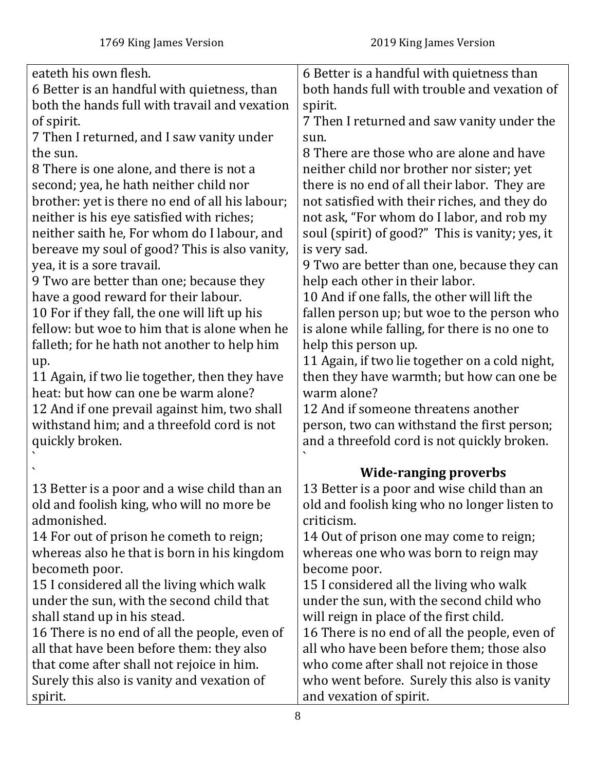| 1769 King James Version | 2019 King James Version |
|---|---|
| eateth his own flesh.<br>6 Better is an handful with quietness, than both the hands full with travail and vexation of spirit.<br>7 Then I returned, and I saw vanity under the sun.<br>8 There is one alone, and there is not a second; yea, he hath neither child nor brother: yet is there no end of all his labour; neither is his eye satisfied with riches; neither saith he, For whom do I labour, and bereave my soul of good? This is also vanity, yea, it is a sore travail.<br>9 Two are better than one; because they have a good reward for their labour.<br>10 For if they fall, the one will lift up his fellow: but woe to him that is alone when he falleth; for he hath not another to help him up.<br>11 Again, if two lie together, then they have heat: but how can one be warm alone?<br>12 And if one prevail against him, two shall withstand him; and a threefold cord is not quickly broken.<br>`<br>` | 6 Better is a handful with quietness than both hands full with trouble and vexation of spirit.<br>7 Then I returned and saw vanity under the sun.<br>8 There are those who are alone and have neither child nor brother nor sister; yet there is no end of all their labor. They are not satisfied with their riches, and they do not ask, "For whom do I labor, and rob my soul (spirit) of good?" This is vanity; yes, it is very sad.<br>9 Two are better than one, because they can help each other in their labor.<br>10 And if one falls, the other will lift the fallen person up; but woe to the person who is alone while falling, for there is no one to help this person up.<br>11 Again, if two lie together on a cold night, then they have warmth; but how can one be warm alone?<br>12 And if someone threatens another person, two can withstand the first person; and a threefold cord is not quickly broken.<br>` |
| | **Wide-ranging proverbs** |
| 13 Better is a poor and a wise child than an old and foolish king, who will no more be admonished.<br>14 For out of prison he cometh to reign; whereas also he that is born in his kingdom becometh poor.<br>15 I considered all the living which walk under the sun, with the second child that shall stand up in his stead.<br>16 There is no end of all the people, even of all that have been before them: they also that come after shall not rejoice in him. Surely this also is vanity and vexation of spirit. | 13 Better is a poor and wise child than an old and foolish king who no longer listen to criticism.<br>14 Out of prison one may come to reign; whereas one who was born to reign may become poor.<br>15 I considered all the living who walk under the sun, with the second child who will reign in place of the first child.<br>16 There is no end of all the people, even of all who have been before them; those also who come after shall not rejoice in those who went before. Surely this also is vanity and vexation of spirit. |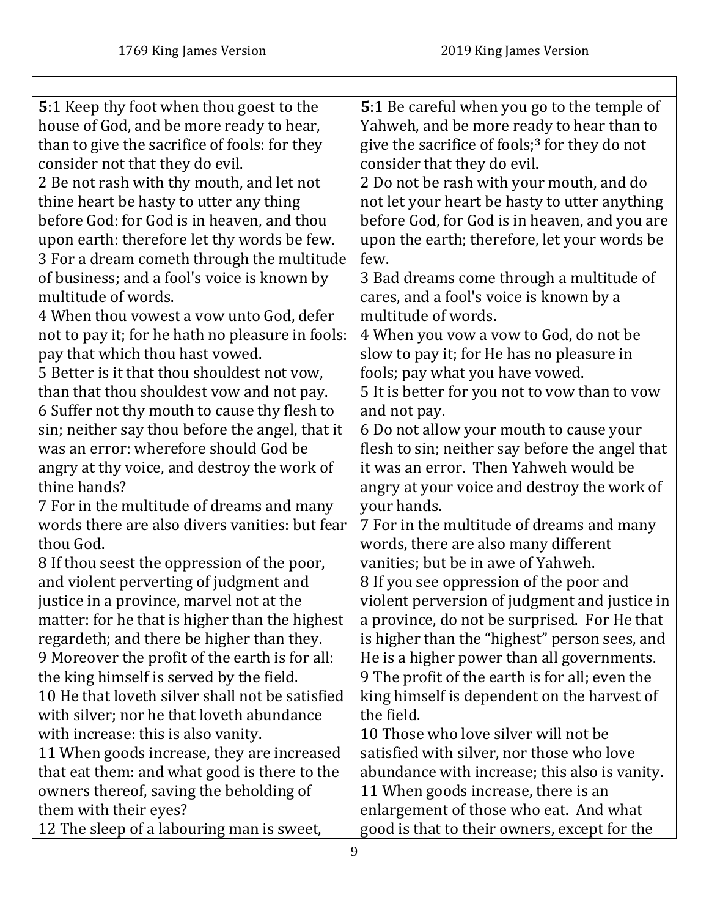| 1769 King James Version | 2019 King James Version |
|---|---|
| **5**:1 Keep thy foot when thou goest to the house of God, and be more ready to hear, than to give the sacrifice of fools: for they consider not that they do evil. | **5**:1 Be careful when you go to the temple of Yahweh, and be more ready to hear than to give the sacrifice of fools;[3] for they do not consider that they do evil. |
| 2 Be not rash with thy mouth, and let not thine heart be hasty to utter any thing before God: for God is in heaven, and thou upon earth: therefore let thy words be few. | 2 Do not be rash with your mouth, and do not let your heart be hasty to utter anything before God, for God is in heaven, and you are upon the earth; therefore, let your words be few. |
| 3 For a dream cometh through the multitude of business; and a fool's voice is known by multitude of words. | 3 Bad dreams come through a multitude of cares, and a fool's voice is known by a multitude of words. |
| 4 When thou vowest a vow unto God, defer not to pay it; for he hath no pleasure in fools: pay that which thou hast vowed. | 4 When you vow a vow to God, do not be slow to pay it; for He has no pleasure in fools; pay what you have vowed. |
| 5 Better is it that thou shouldest not vow, than that thou shouldest vow and not pay. | 5 It is better for you not to vow than to vow and not pay. |
| 6 Suffer not thy mouth to cause thy flesh to sin; neither say thou before the angel, that it was an error: wherefore should God be angry at thy voice, and destroy the work of thine hands? | 6 Do not allow your mouth to cause your flesh to sin; neither say before the angel that it was an error. Then Yahweh would be angry at your voice and destroy the work of your hands. |
| 7 For in the multitude of dreams and many words there are also divers vanities: but fear thou God. | 7 For in the multitude of dreams and many words, there are also many different vanities; but be in awe of Yahweh. |
| 8 If thou seest the oppression of the poor, and violent perverting of judgment and justice in a province, marvel not at the matter: for he that is higher than the highest regardeth; and there be higher than they. | 8 If you see oppression of the poor and violent perversion of judgment and justice in a province, do not be surprised. For He that is higher than the "highest" person sees, and He is a higher power than all governments. |
| 9 Moreover the profit of the earth is for all: the king himself is served by the field. | 9 The profit of the earth is for all; even the king himself is dependent on the harvest of the field. |
| 10 He that loveth silver shall not be satisfied with silver; nor he that loveth abundance with increase: this is also vanity. | 10 Those who love silver will not be satisfied with silver, nor those who love abundance with increase; this also is vanity. |
| 11 When goods increase, they are increased that eat them: and what good is there to the owners thereof, saving the beholding of them with their eyes? | 11 When goods increase, there is an enlargement of those who eat. And what good is that to their owners, except for the |
| 12 The sleep of a labouring man is sweet, | |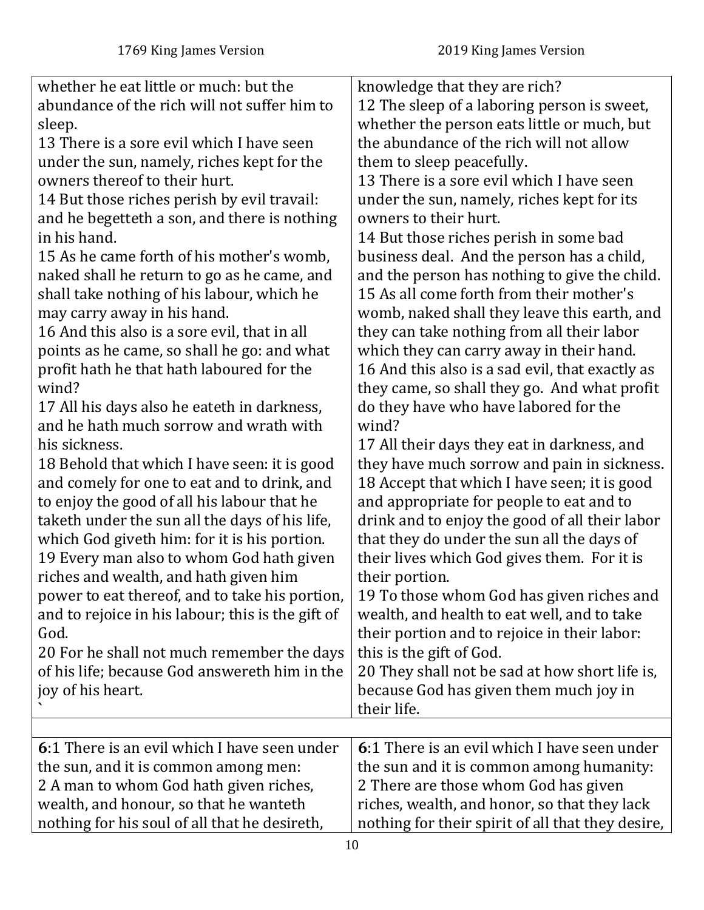| 1769 King James Version | 2019 King James Version |
| --- | --- |
| whether he eat little or much: but the abundance of the rich will not suffer him to sleep.<br>13 There is a sore evil which I have seen under the sun, namely, riches kept for the owners thereof to their hurt.<br>14 But those riches perish by evil travail: and he begetteth a son, and there is nothing in his hand.<br>15 As he came forth of his mother's womb, naked shall he return to go as he came, and shall take nothing of his labour, which he may carry away in his hand.<br>16 And this also is a sore evil, that in all points as he came, so shall he go: and what profit hath he that hath laboured for the wind?<br>17 All his days also he eateth in darkness, and he hath much sorrow and wrath with his sickness.<br>18 Behold that which I have seen: it is good and comely for one to eat and to drink, and to enjoy the good of all his labour that he taketh under the sun all the days of his life, which God giveth him: for it is his portion.<br>19 Every man also to whom God hath given riches and wealth, and hath given him power to eat thereof, and to take his portion, and to rejoice in his labour; this is the gift of God.<br>20 For he shall not much remember the days of his life; because God answereth him in the joy of his heart.<br>` | knowledge that they are rich?<br>12 The sleep of a laboring person is sweet, whether the person eats little or much, but the abundance of the rich will not allow them to sleep peacefully.<br>13 There is a sore evil which I have seen under the sun, namely, riches kept for its owners to their hurt.<br>14 But those riches perish in some bad business deal. And the person has a child, and the person has nothing to give the child.<br>15 As all come forth from their mother's womb, naked shall they leave this earth, and they can take nothing from all their labor which they can carry away in their hand.<br>16 And this also is a sad evil, that exactly as they came, so shall they go. And what profit do they have who have labored for the wind?<br>17 All their days they eat in darkness, and they have much sorrow and pain in sickness.<br>18 Accept that which I have seen; it is good and appropriate for people to eat and to drink and to enjoy the good of all their labor that they do under the sun all the days of their lives which God gives them. For it is their portion.<br>19 To those whom God has given riches and wealth, and health to eat well, and to take their portion and to rejoice in their labor: this is the gift of God.<br>20 They shall not be sad at how short life is, because God has given them much joy in their life. |
| | |
| **6**:1 There is an evil which I have seen under the sun, and it is common among men:<br>2 A man to whom God hath given riches, wealth, and honour, so that he wanteth nothing for his soul of all that he desireth, | **6**:1 There is an evil which I have seen under the sun and it is common among humanity:<br>2 There are those whom God has given riches, wealth, and honor, so that they lack nothing for their spirit of all that they desire, |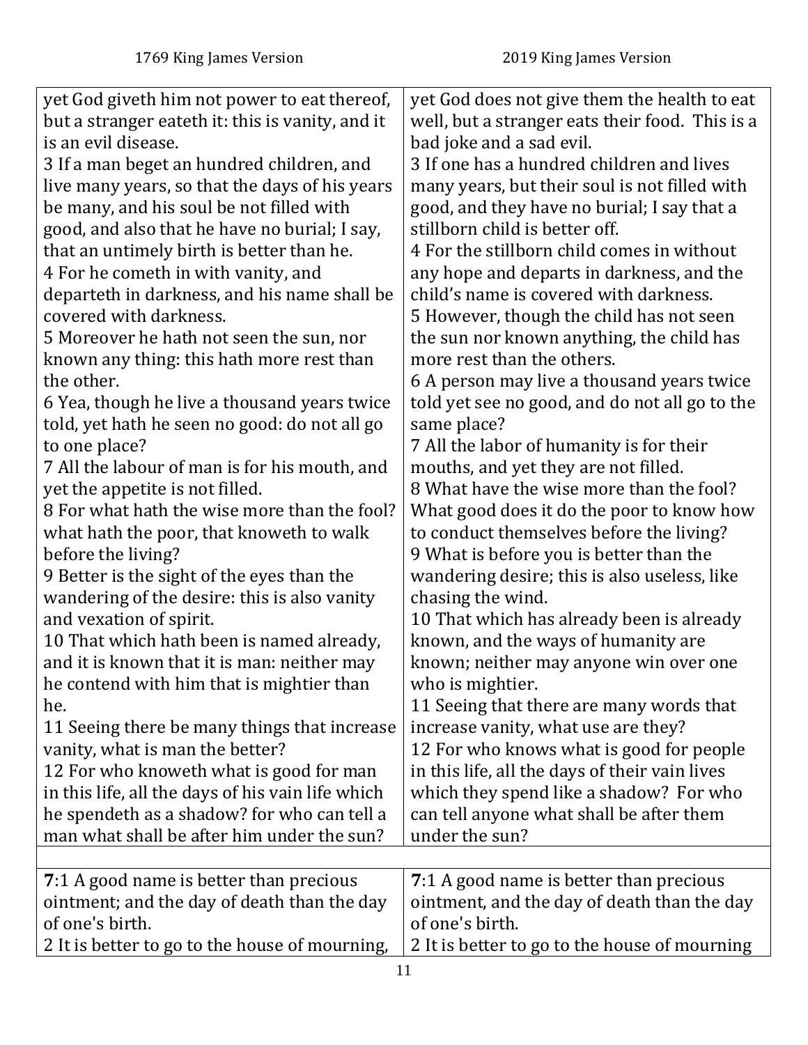| 1769 King James Version | 2019 King James Version |
|---|---|
| yet God giveth him not power to eat thereof, but a stranger eateth it: this is vanity, and it is an evil disease.<br>3 If a man beget an hundred children, and live many years, so that the days of his years be many, and his soul be not filled with good, and also that he have no burial; I say, that an untimely birth is better than he.<br>4 For he cometh in with vanity, and departeth in darkness, and his name shall be covered with darkness.<br>5 Moreover he hath not seen the sun, nor known any thing: this hath more rest than the other.<br>6 Yea, though he live a thousand years twice told, yet hath he seen no good: do not all go to one place?<br>7 All the labour of man is for his mouth, and yet the appetite is not filled.<br>8 For what hath the wise more than the fool? what hath the poor, that knoweth to walk before the living?<br>9 Better is the sight of the eyes than the wandering of the desire: this is also vanity and vexation of spirit.<br>10 That which hath been is named already, and it is known that it is man: neither may he contend with him that is mightier than he.<br>11 Seeing there be many things that increase vanity, what is man the better?<br>12 For who knoweth what is good for man in this life, all the days of his vain life which he spendeth as a shadow? for who can tell a man what shall be after him under the sun? | yet God does not give them the health to eat well, but a stranger eats their food. This is a bad joke and a sad evil.<br>3 If one has a hundred children and lives many years, but their soul is not filled with good, and they have no burial; I say that a stillborn child is better off.<br>4 For the stillborn child comes in without any hope and departs in darkness, and the child's name is covered with darkness.<br>5 However, though the child has not seen the sun nor known anything, the child has more rest than the others.<br>6 A person may live a thousand years twice told yet see no good, and do not all go to the same place?<br>7 All the labor of humanity is for their mouths, and yet they are not filled.<br>8 What have the wise more than the fool? What good does it do the poor to know how to conduct themselves before the living?<br>9 What is before you is better than the wandering desire; this is also useless, like chasing the wind.<br>10 That which has already been is already known, and the ways of humanity are known; neither may anyone win over one who is mightier.<br>11 Seeing that there are many words that increase vanity, what use are they?<br>12 For who knows what is good for people in this life, all the days of their vain lives which they spend like a shadow? For who can tell anyone what shall be after them under the sun? |
| | |
| **7**:1 A good name is better than precious ointment; and the day of death than the day of one's birth.<br>2 It is better to go to the house of mourning, | **7**:1 A good name is better than precious ointment, and the day of death than the day of one's birth.<br>2 It is better to go to the house of mourning |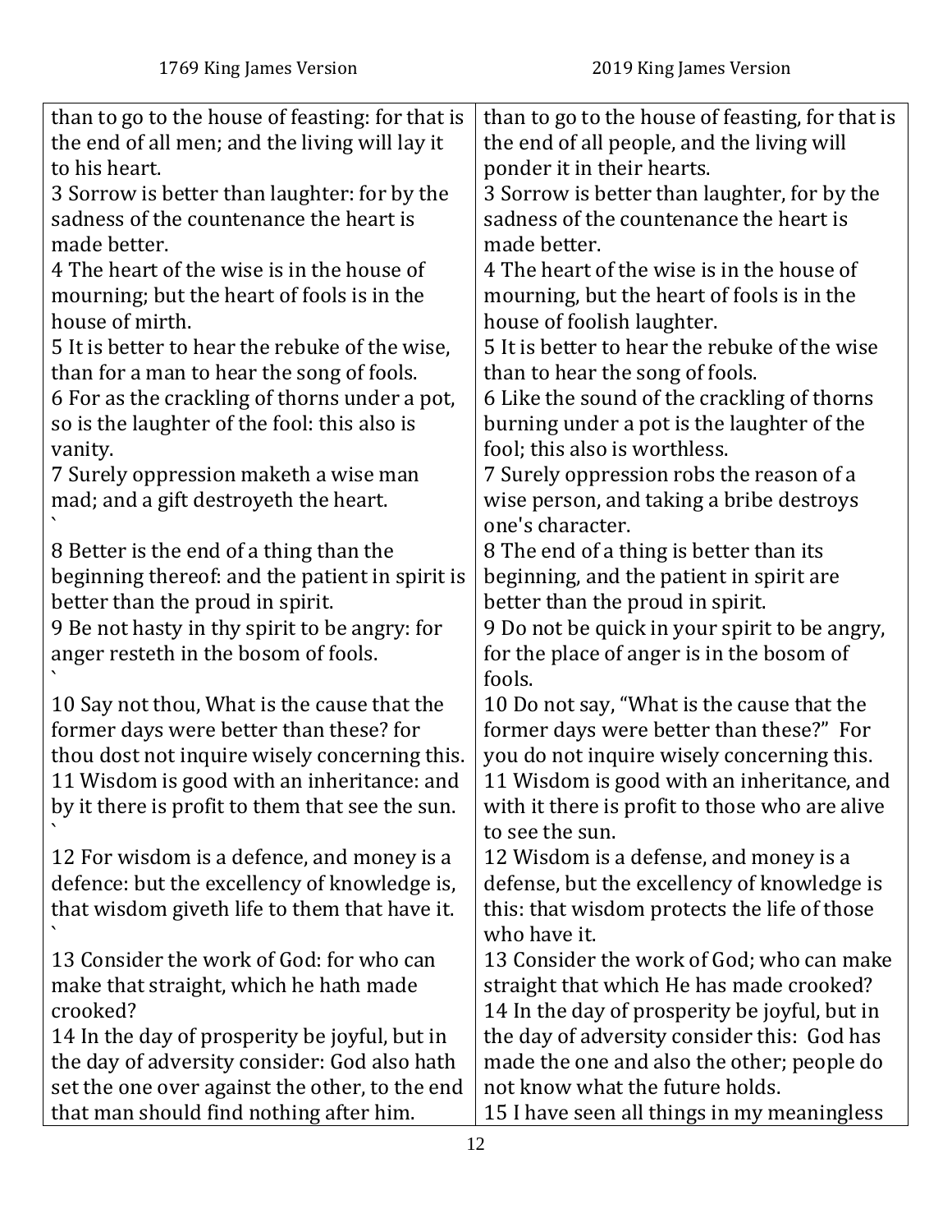| 1769 King James Version | 2019 King James Version |
|---|---|
| than to go to the house of feasting: for that is the end of all men; and the living will lay it to his heart. | than to go to the house of feasting, for that is the end of all people, and the living will ponder it in their hearts. |
| 3 Sorrow is better than laughter: for by the sadness of the countenance the heart is made better. | 3 Sorrow is better than laughter, for by the sadness of the countenance the heart is made better. |
| 4 The heart of the wise is in the house of mourning; but the heart of fools is in the house of mirth. | 4 The heart of the wise is in the house of mourning, but the heart of fools is in the house of foolish laughter. |
| 5 It is better to hear the rebuke of the wise, than for a man to hear the song of fools. | 5 It is better to hear the rebuke of the wise than to hear the song of fools. |
| 6 For as the crackling of thorns under a pot, so is the laughter of the fool: this also is vanity. | 6 Like the sound of the crackling of thorns burning under a pot is the laughter of the fool; this also is worthless. |
| 7 Surely oppression maketh a wise man mad; and a gift destroyeth the heart. ` | 7 Surely oppression robs the reason of a wise person, and taking a bribe destroys one's character. |
| 8 Better is the end of a thing than the beginning thereof: and the patient in spirit is better than the proud in spirit. | 8 The end of a thing is better than its beginning, and the patient in spirit are better than the proud in spirit. |
| 9 Be not hasty in thy spirit to be angry: for anger resteth in the bosom of fools. ` | 9 Do not be quick in your spirit to be angry, for the place of anger is in the bosom of fools. |
| 10 Say not thou, What is the cause that the former days were better than these? for thou dost not inquire wisely concerning this. | 10 Do not say, "What is the cause that the former days were better than these?" For you do not inquire wisely concerning this. |
| 11 Wisdom is good with an inheritance: and by it there is profit to them that see the sun. ` | 11 Wisdom is good with an inheritance, and with it there is profit to those who are alive to see the sun. |
| 12 For wisdom is a defence, and money is a defence: but the excellency of knowledge is, that wisdom giveth life to them that have it. ` | 12 Wisdom is a defense, and money is a defense, but the excellency of knowledge is this: that wisdom protects the life of those who have it. |
| 13 Consider the work of God: for who can make that straight, which he hath made crooked? | 13 Consider the work of God; who can make straight that which He has made crooked? |
| 14 In the day of prosperity be joyful, but in the day of adversity consider: God also hath set the one over against the other, to the end that man should find nothing after him. | 14 In the day of prosperity be joyful, but in the day of adversity consider this: God has made the one and also the other; people do not know what the future holds. |
| | 15 I have seen all things in my meaningless |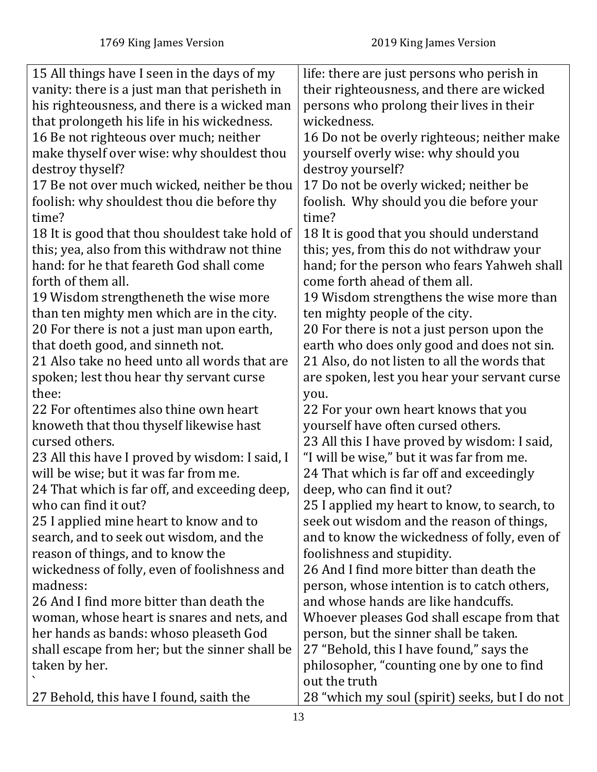| 1769 King James Version | 2019 King James Version |
| --- | --- |
| 15 All things have I seen in the days of my vanity: there is a just man that perisheth in his righteousness, and there is a wicked man that prolongeth his life in his wickedness.<br>16 Be not righteous over much; neither make thyself over wise: why shouldest thou destroy thyself?<br>17 Be not over much wicked, neither be thou foolish: why shouldest thou die before thy time?<br>18 It is good that thou shouldest take hold of this; yea, also from this withdraw not thine hand: for he that feareth God shall come forth of them all.<br>19 Wisdom strengtheneth the wise more than ten mighty men which are in the city.<br>20 For there is not a just man upon earth, that doeth good, and sinneth not.<br>21 Also take no heed unto all words that are spoken; lest thou hear thy servant curse thee:<br>22 For oftentimes also thine own heart knoweth that thou thyself likewise hast cursed others.<br>23 All this have I proved by wisdom: I said, I will be wise; but it was far from me.<br>24 That which is far off, and exceeding deep, who can find it out?<br>25 I applied mine heart to know and to search, and to seek out wisdom, and the reason of things, and to know the wickedness of folly, even of foolishness and madness:<br>26 And I find more bitter than death the woman, whose heart is snares and nets, and her hands as bands: whoso pleaseth God shall escape from her; but the sinner shall be taken by her.<br>`<br>27 Behold, this have I found, saith the | life: there are just persons who perish in their righteousness, and there are wicked persons who prolong their lives in their wickedness.<br>16 Do not be overly righteous; neither make yourself overly wise: why should you destroy yourself?<br>17 Do not be overly wicked; neither be foolish. Why should you die before your time?<br>18 It is good that you should understand this; yes, from this do not withdraw your hand; for the person who fears Yahweh shall come forth ahead of them all.<br>19 Wisdom strengthens the wise more than ten mighty people of the city.<br>20 For there is not a just person upon the earth who does only good and does not sin.<br>21 Also, do not listen to all the words that are spoken, lest you hear your servant curse you.<br>22 For your own heart knows that you yourself have often cursed others.<br>23 All this I have proved by wisdom: I said, "I will be wise," but it was far from me.<br>24 That which is far off and exceedingly deep, who can find it out?<br>25 I applied my heart to know, to search, to seek out wisdom and the reason of things, and to know the wickedness of folly, even of foolishness and stupidity.<br>26 And I find more bitter than death the person, whose intention is to catch others, and whose hands are like handcuffs. Whoever pleases God shall escape from that person, but the sinner shall be taken.<br>27 "Behold, this I have found," says the philosopher, "counting one by one to find out the truth<br>28 "which my soul (spirit) seeks, but I do not |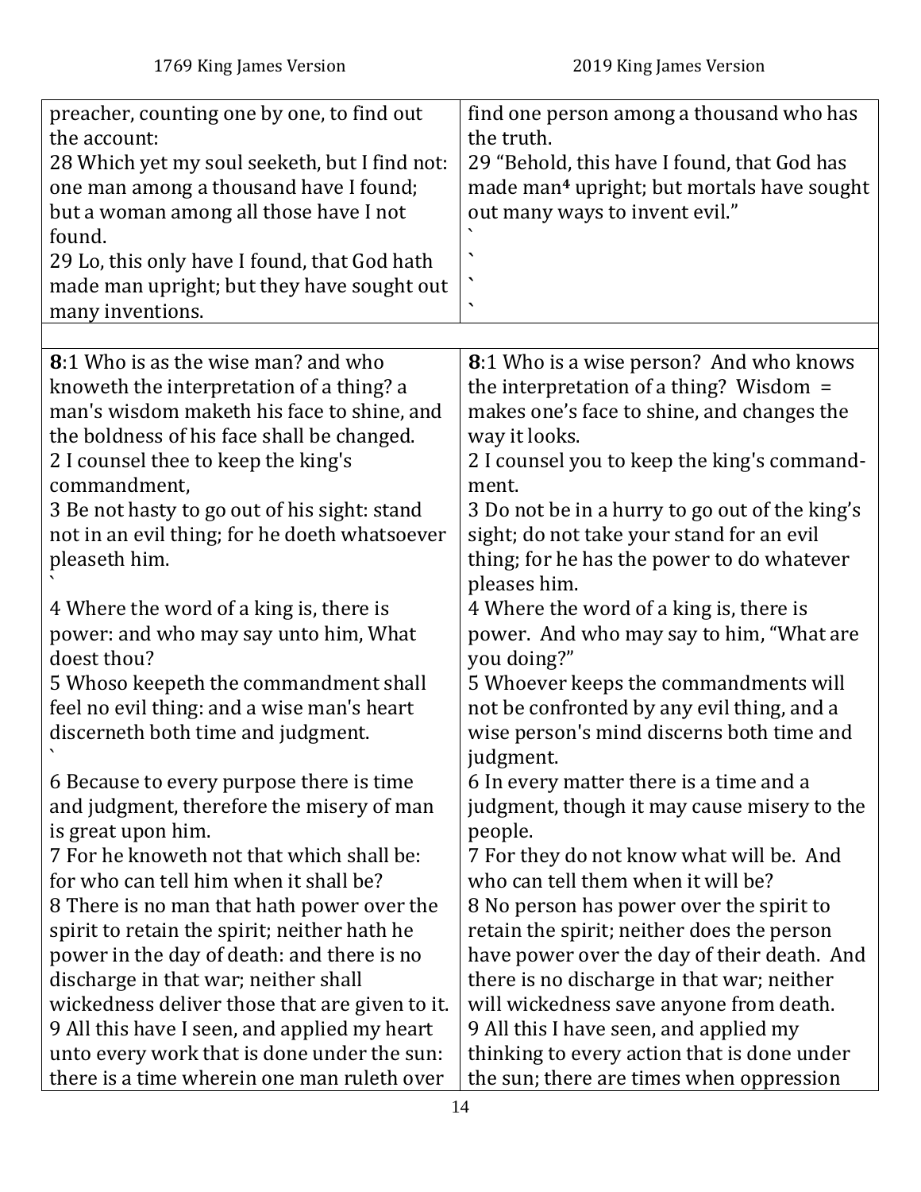| 1769 King James Version | 2019 King James Version |
|---|---|
| preacher, counting one by one, to find out the account:<br>28 Which yet my soul seeketh, but I find not: one man among a thousand have I found; but a woman among all those have I not found.<br>29 Lo, this only have I found, that God hath made man upright; but they have sought out many inventions. | find one person among a thousand who has the truth.<br>29 "Behold, this have I found, that God has made man[4] upright; but mortals have sought out many ways to invent evil."<br>\`<br>\`<br>\`<br>\` |
| | |
| **8**:1 Who is as the wise man? and who knoweth the interpretation of a thing? a man's wisdom maketh his face to shine, and the boldness of his face shall be changed.<br>2 I counsel thee to keep the king's commandment,<br>3 Be not hasty to go out of his sight: stand not in an evil thing; for he doeth whatsoever pleaseth him.<br>\`<br>4 Where the word of a king is, there is power: and who may say unto him, What doest thou?<br>5 Whoso keepeth the commandment shall feel no evil thing: and a wise man's heart discerneth both time and judgment.<br>\`<br>6 Because to every purpose there is time and judgment, therefore the misery of man is great upon him.<br>7 For he knoweth not that which shall be: for who can tell him when it shall be?<br>8 There is no man that hath power over the spirit to retain the spirit; neither hath he power in the day of death: and there is no discharge in that war; neither shall wickedness deliver those that are given to it.<br>9 All this have I seen, and applied my heart unto every work that is done under the sun: there is a time wherein one man ruleth over | **8**:1 Who is a wise person? And who knows the interpretation of a thing? Wisdom = makes one's face to shine, and changes the way it looks.<br>2 I counsel you to keep the king's commandment.<br>3 Do not be in a hurry to go out of the king's sight; do not take your stand for an evil thing; for he has the power to do whatever pleases him.<br>4 Where the word of a king is, there is power. And who may say to him, "What are you doing?"<br>5 Whoever keeps the commandments will not be confronted by any evil thing, and a wise person's mind discerns both time and judgment.<br>6 In every matter there is a time and a judgment, though it may cause misery to the people.<br>7 For they do not know what will be. And who can tell them when it will be?<br>8 No person has power over the spirit to retain the spirit; neither does the person have power over the day of their death. And there is no discharge in that war; neither will wickedness save anyone from death.<br>9 All this I have seen, and applied my thinking to every action that is done under the sun; there are times when oppression |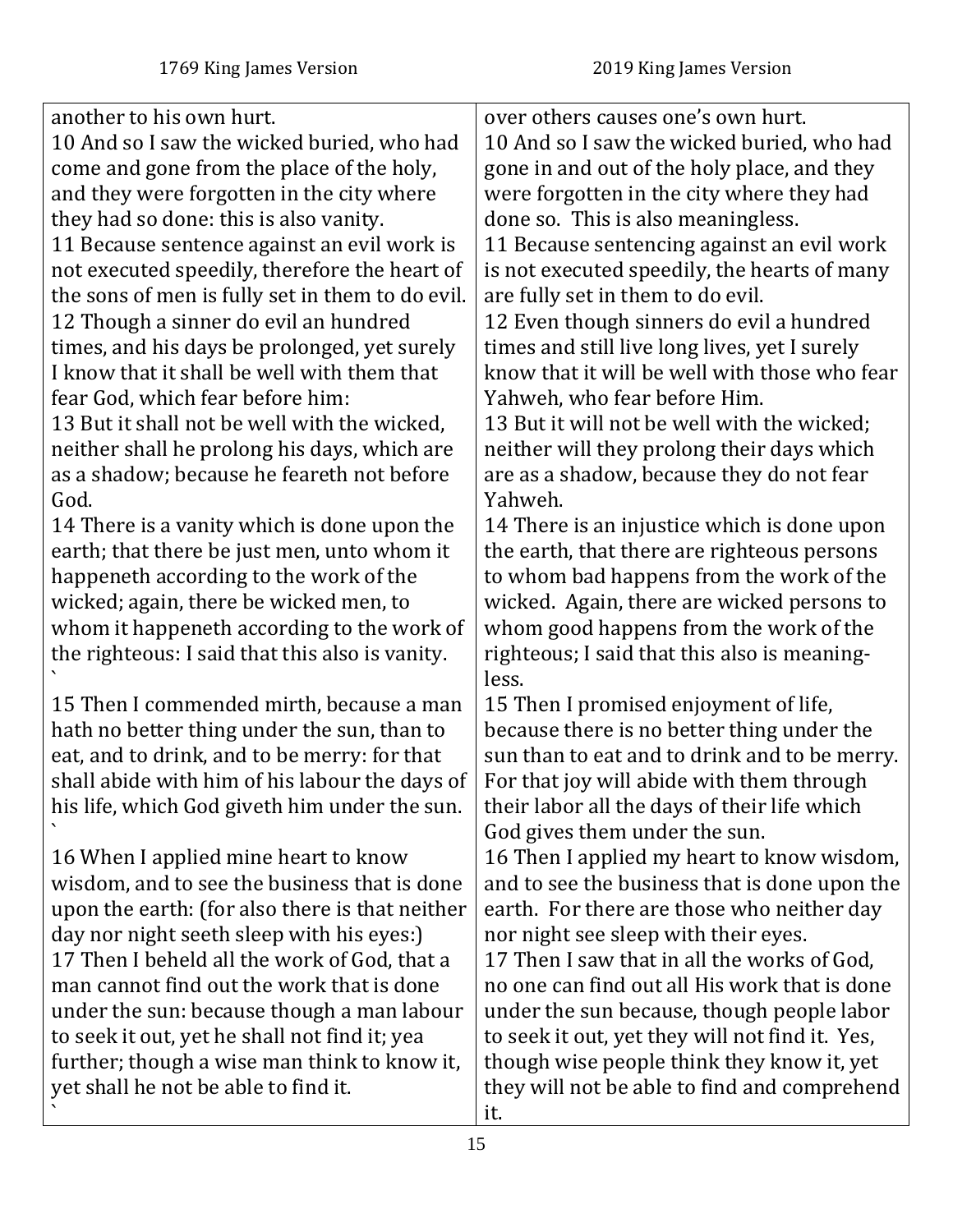| 1769 King James Version | 2019 King James Version |
|---|---|
| another to his own hurt. | over others causes one's own hurt. |
| 10 And so I saw the wicked buried, who had come and gone from the place of the holy, and they were forgotten in the city where they had so done: this is also vanity. | 10 And so I saw the wicked buried, who had gone in and out of the holy place, and they were forgotten in the city where they had done so. This is also meaningless. |
| 11 Because sentence against an evil work is not executed speedily, therefore the heart of the sons of men is fully set in them to do evil. | 11 Because sentencing against an evil work is not executed speedily, the hearts of many are fully set in them to do evil. |
| 12 Though a sinner do evil an hundred times, and his days be prolonged, yet surely I know that it shall be well with them that fear God, which fear before him: | 12 Even though sinners do evil a hundred times and still live long lives, yet I surely know that it will be well with those who fear Yahweh, who fear before Him. |
| 13 But it shall not be well with the wicked, neither shall he prolong his days, which are as a shadow; because he feareth not before God. | 13 But it will not be well with the wicked; neither will they prolong their days which are as a shadow, because they do not fear Yahweh. |
| 14 There is a vanity which is done upon the earth; that there be just men, unto whom it happeneth according to the work of the wicked; again, there be wicked men, to whom it happeneth according to the work of the righteous: I said that this also is vanity. ` | 14 There is an injustice which is done upon the earth, that there are righteous persons to whom bad happens from the work of the wicked. Again, there are wicked persons to whom good happens from the work of the righteous; I said that this also is meaningless. |
| 15 Then I commended mirth, because a man hath no better thing under the sun, than to eat, and to drink, and to be merry: for that shall abide with him of his labour the days of his life, which God giveth him under the sun. ` | 15 Then I promised enjoyment of life, because there is no better thing under the sun than to eat and to drink and to be merry. For that joy will abide with them through their labor all the days of their life which God gives them under the sun. |
| 16 When I applied mine heart to know wisdom, and to see the business that is done upon the earth: (for also there is that neither day nor night seeth sleep with his eyes:) | 16 Then I applied my heart to know wisdom, and to see the business that is done upon the earth. For there are those who neither day nor night see sleep with their eyes. |
| 17 Then I beheld all the work of God, that a man cannot find out the work that is done under the sun: because though a man labour to seek it out, yet he shall not find it; yea further; though a wise man think to know it, yet shall he not be able to find it. ` | 17 Then I saw that in all the works of God, no one can find out all His work that is done under the sun because, though people labor to seek it out, yet they will not find it. Yes, though wise people think they know it, yet they will not be able to find and comprehend it. |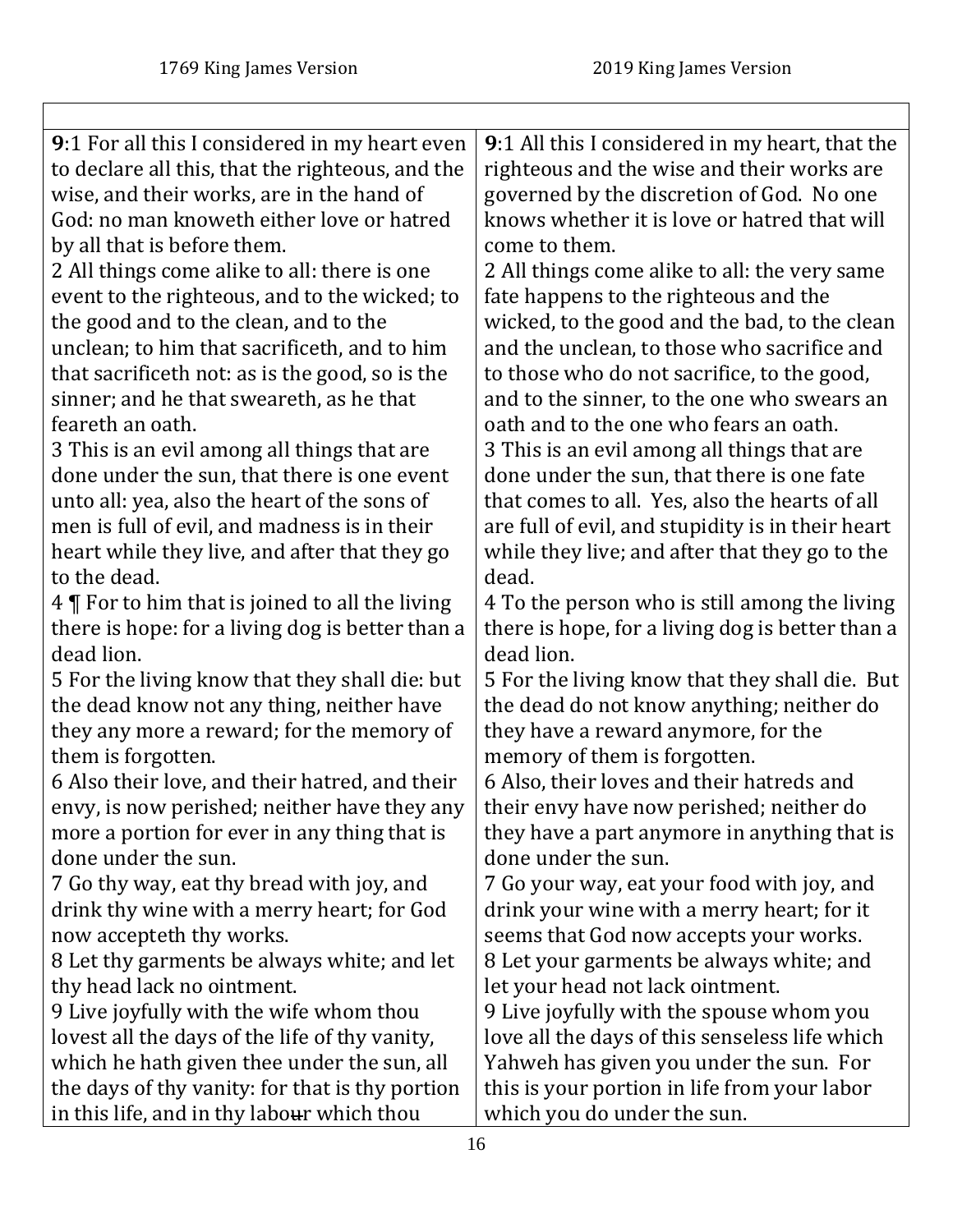| 1769 King James Version | 2019 King James Version |
|---|---|
| **9**:1 For all this I considered in my heart even to declare all this, that the righteous, and the wise, and their works, are in the hand of God: no man knoweth either love or hatred by all that is before them.<br>2 All things come alike to all: there is one event to the righteous, and to the wicked; to the good and to the clean, and to the unclean; to him that sacrificeth, and to him that sacrificeth not: as is the good, so is the sinner; and he that sweareth, as he that feareth an oath.<br>3 This is an evil among all things that are done under the sun, that there is one event unto all: yea, also the heart of the sons of men is full of evil, and madness is in their heart while they live, and after that they go to the dead.<br>4 ¶ For to him that is joined to all the living there is hope: for a living dog is better than a dead lion.<br>5 For the living know that they shall die: but the dead know not any thing, neither have they any more a reward; for the memory of them is forgotten.<br>6 Also their love, and their hatred, and their envy, is now perished; neither have they any more a portion for ever in any thing that is done under the sun.<br>7 Go thy way, eat thy bread with joy, and drink thy wine with a merry heart; for God now accepteth thy works.<br>8 Let thy garments be always white; and let thy head lack no ointment.<br>9 Live joyfully with the wife whom thou lovest all the days of the life of thy vanity, which he hath given thee under the sun, all the days of thy vanity: for that is thy portion in this life, and in thy labour which thou | **9**:1 All this I considered in my heart, that the righteous and the wise and their works are governed by the discretion of God. No one knows whether it is love or hatred that will come to them.<br>2 All things come alike to all: the very same fate happens to the righteous and the wicked, to the good and the bad, to the clean and the unclean, to those who sacrifice and to those who do not sacrifice, to the good, and to the sinner, to the one who swears an oath and to the one who fears an oath.<br>3 This is an evil among all things that are done under the sun, that there is one fate that comes to all. Yes, also the hearts of all are full of evil, and stupidity is in their heart while they live; and after that they go to the dead.<br>4 To the person who is still among the living there is hope, for a living dog is better than a dead lion.<br>5 For the living know that they shall die. But the dead do not know anything; neither do they have a reward anymore, for the memory of them is forgotten.<br>6 Also, their loves and their hatreds and their envy have now perished; neither do they have a part anymore in anything that is done under the sun.<br>7 Go your way, eat your food with joy, and drink your wine with a merry heart; for it seems that God now accepts your works.<br>8 Let your garments be always white; and let your head not lack ointment.<br>9 Live joyfully with the spouse whom you love all the days of this senseless life which Yahweh has given you under the sun. For this is your portion in life from your labor which you do under the sun. |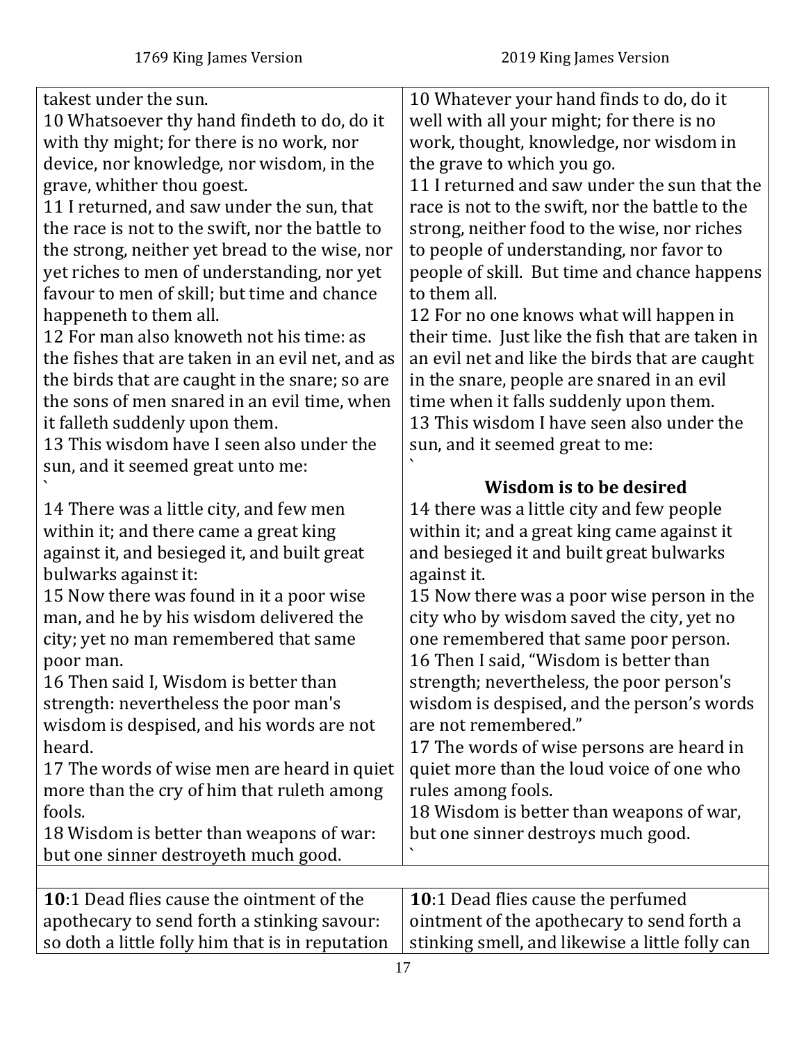| 1769 King James Version | 2019 King James Version |
| --- | --- |
| takest under the sun.<br>10 Whatsoever thy hand findeth to do, do it with thy might; for there is no work, nor device, nor knowledge, nor wisdom, in the grave, whither thou goest.<br>11 I returned, and saw under the sun, that the race is not to the swift, nor the battle to the strong, neither yet bread to the wise, nor yet riches to men of understanding, nor yet favour to men of skill; but time and chance happeneth to them all.<br>12 For man also knoweth not his time: as the fishes that are taken in an evil net, and as the birds that are caught in the snare; so are the sons of men snared in an evil time, when it falleth suddenly upon them.<br>13 This wisdom have I seen also under the sun, and it seemed great unto me:<br>`<br>14 There was a little city, and few men within it; and there came a great king against it, and besieged it, and built great bulwarks against it:<br>15 Now there was found in it a poor wise man, and he by his wisdom delivered the city; yet no man remembered that same poor man.<br>16 Then said I, Wisdom is better than strength: nevertheless the poor man's wisdom is despised, and his words are not heard.<br>17 The words of wise men are heard in quiet more than the cry of him that ruleth among fools.<br>18 Wisdom is better than weapons of war: but one sinner destroyeth much good. | 10 Whatever your hand finds to do, do it well with all your might; for there is no work, thought, knowledge, nor wisdom in the grave to which you go.<br>11 I returned and saw under the sun that the race is not to the swift, nor the battle to the strong, neither food to the wise, nor riches to people of understanding, nor favor to people of skill. But time and chance happens to them all.<br>12 For no one knows what will happen in their time. Just like the fish that are taken in an evil net and like the birds that are caught in the snare, people are snared in an evil time when it falls suddenly upon them.<br>13 This wisdom I have seen also under the sun, and it seemed great to me:<br>`<br>**Wisdom is to be desired**<br>14 there was a little city and few people within it; and a great king came against it and besieged it and built great bulwarks against it.<br>15 Now there was a poor wise person in the city who by wisdom saved the city, yet no one remembered that same poor person.<br>16 Then I said, "Wisdom is better than strength; nevertheless, the poor person's wisdom is despised, and the person's words are not remembered."<br>17 The words of wise persons are heard in quiet more than the loud voice of one who rules among fools.<br>18 Wisdom is better than weapons of war, but one sinner destroys much good.<br>` |
| | |
| **10**:1 Dead flies cause the ointment of the apothecary to send forth a stinking savour: so doth a little folly him that is in reputation | **10**:1 Dead flies cause the perfumed ointment of the apothecary to send forth a stinking smell, and likewise a little folly can |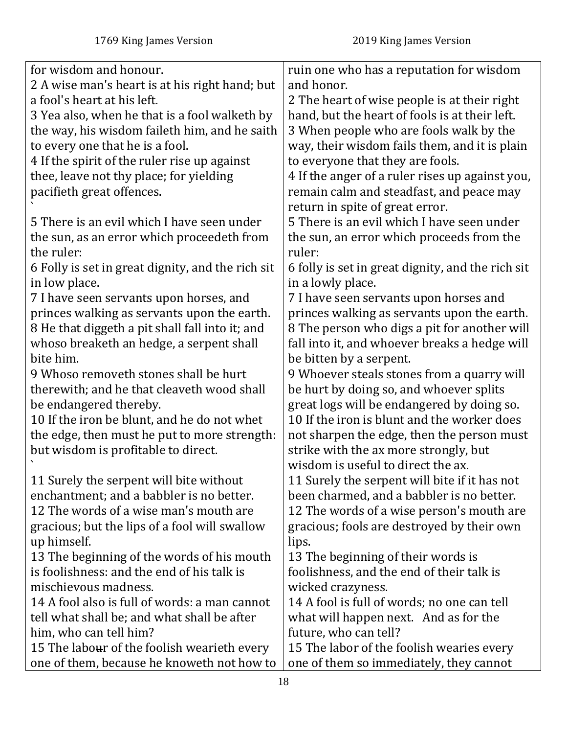| 1769 King James Version | 2019 King James Version |
|---|---|
| for wisdom and honour. | ruin one who has a reputation for wisdom and honor. |
| 2 A wise man's heart is at his right hand; but a fool's heart at his left. | 2 The heart of wise people is at their right hand, but the heart of fools is at their left. |
| 3 Yea also, when he that is a fool walketh by the way, his wisdom faileth him, and he saith to every one that he is a fool. | 3 When people who are fools walk by the way, their wisdom fails them, and it is plain to everyone that they are fools. |
| 4 If the spirit of the ruler rise up against thee, leave not thy place; for yielding pacifieth great offences. ` | 4 If the anger of a ruler rises up against you, remain calm and steadfast, and peace may return in spite of great error. |
| 5 There is an evil which I have seen under the sun, as an error which proceedeth from the ruler: | 5 There is an evil which I have seen under the sun, an error which proceeds from the ruler: |
| 6 Folly is set in great dignity, and the rich sit in low place. | 6 folly is set in great dignity, and the rich sit in a lowly place. |
| 7 I have seen servants upon horses, and princes walking as servants upon the earth. | 7 I have seen servants upon horses and princes walking as servants upon the earth. |
| 8 He that diggeth a pit shall fall into it; and whoso breaketh an hedge, a serpent shall bite him. | 8 The person who digs a pit for another will fall into it, and whoever breaks a hedge will be bitten by a serpent. |
| 9 Whoso removeth stones shall be hurt therewith; and he that cleaveth wood shall be endangered thereby. | 9 Whoever steals stones from a quarry will be hurt by doing so, and whoever splits great logs will be endangered by doing so. |
| 10 If the iron be blunt, and he do not whet the edge, then must he put to more strength: but wisdom is profitable to direct. ` | 10 If the iron is blunt and the worker does not sharpen the edge, then the person must strike with the ax more strongly, but wisdom is useful to direct the ax. |
| 11 Surely the serpent will bite without enchantment; and a babbler is no better. | 11 Surely the serpent will bite if it has not been charmed, and a babbler is no better. |
| 12 The words of a wise man's mouth are gracious; but the lips of a fool will swallow up himself. | 12 The words of a wise person's mouth are gracious; fools are destroyed by their own lips. |
| 13 The beginning of the words of his mouth is foolishness: and the end of his talk is mischievous madness. | 13 The beginning of their words is foolishness, and the end of their talk is wicked crazyness. |
| 14 A fool also is full of words: a man cannot tell what shall be; and what shall be after him, who can tell him? | 14 A fool is full of words; no one can tell what will happen next. And as for the future, who can tell? |
| 15 The labour of the foolish wearieth every one of them, because he knoweth not how to | 15 The labor of the foolish wearies every one of them so immediately, they cannot |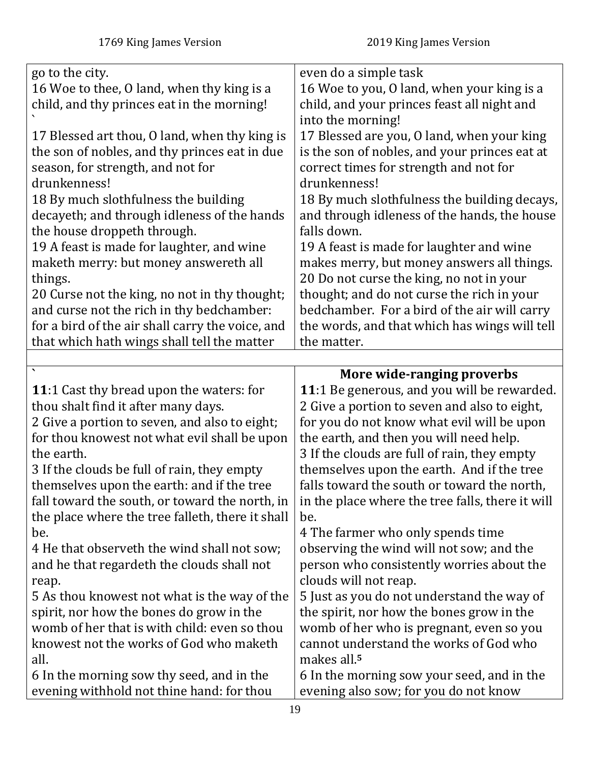| 1769 King James Version | 2019 King James Version |
|---|---|
| go to the city.<br>16 Woe to thee, O land, when thy king is a child, and thy princes eat in the morning!<br>`<br>17 Blessed art thou, O land, when thy king is the son of nobles, and thy princes eat in due season, for strength, and not for drunkenness!<br>18 By much slothfulness the building decayeth; and through idleness of the hands the house droppeth through.<br>19 A feast is made for laughter, and wine maketh merry: but money answereth all things.<br>20 Curse not the king, no not in thy thought; and curse not the rich in thy bedchamber: for a bird of the air shall carry the voice, and that which hath wings shall tell the matter | even do a simple task<br>16 Woe to you, O land, when your king is a child, and your princes feast all night and into the morning!<br>17 Blessed are you, O land, when your king is the son of nobles, and your princes eat at correct times for strength and not for drunkenness!<br>18 By much slothfulness the building decays, and through idleness of the hands, the house falls down.<br>19 A feast is made for laughter and wine makes merry, but money answers all things.<br>20 Do not curse the king, no not in your thought; and do not curse the rich in your bedchamber. For a bird of the air will carry the words, and that which has wings will tell the matter. |
| | |
| `<br>**11**:1 Cast thy bread upon the waters: for thou shalt find it after many days.<br>2 Give a portion to seven, and also to eight; for thou knowest not what evil shall be upon the earth.<br>3 If the clouds be full of rain, they empty themselves upon the earth: and if the tree fall toward the south, or toward the north, in the place where the tree falleth, there it shall be.<br>4 He that observeth the wind shall not sow; and he that regardeth the clouds shall not reap.<br>5 As thou knowest not what is the way of the spirit, nor how the bones do grow in the womb of her that is with child: even so thou knowest not the works of God who maketh all.<br>6 In the morning sow thy seed, and in the evening withhold not thine hand: for thou | **More wide-ranging proverbs**<br>**11**:1 Be generous, and you will be rewarded.<br>2 Give a portion to seven and also to eight, for you do not know what evil will be upon the earth, and then you will need help.<br>3 If the clouds are full of rain, they empty themselves upon the earth. And if the tree falls toward the south or toward the north, in the place where the tree falls, there it will be.<br>4 The farmer who only spends time observing the wind will not sow; and the person who consistently worries about the clouds will not reap.<br>5 Just as you do not understand the way of the spirit, nor how the bones grow in the womb of her who is pregnant, even so you cannot understand the works of God who makes all.[5]<br>6 In the morning sow your seed, and in the evening also sow; for you do not know |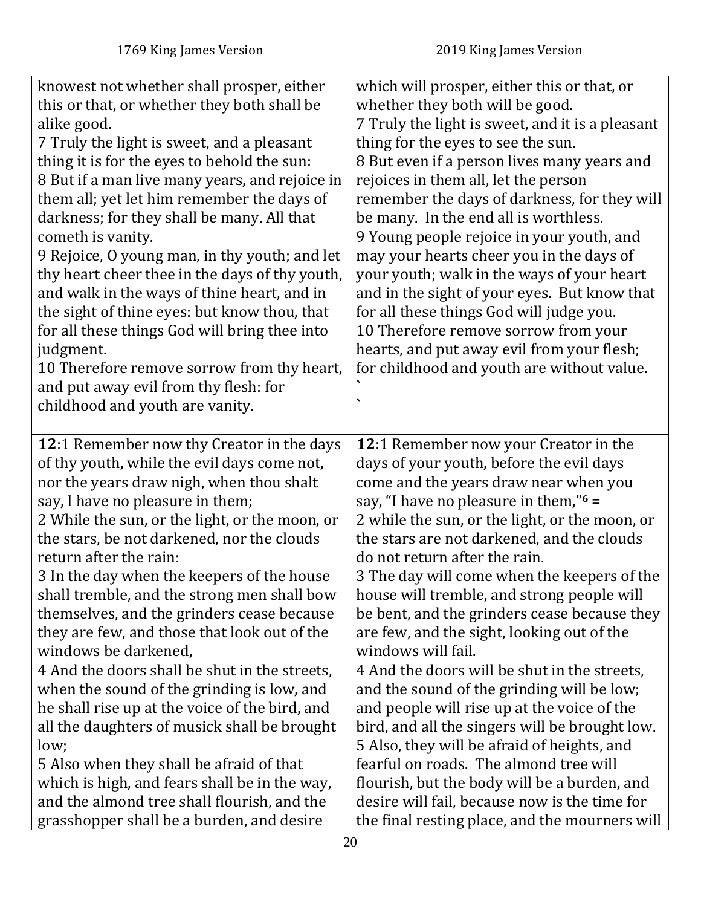| 1769 King James Version | 2019 King James Version |
|---|---|
| knowest not whether shall prosper, either this or that, or whether they both shall be alike good.<br>7 Truly the light is sweet, and a pleasant thing it is for the eyes to behold the sun:<br>8 But if a man live many years, and rejoice in them all; yet let him remember the days of darkness; for they shall be many. All that cometh is vanity.<br>9 Rejoice, O young man, in thy youth; and let thy heart cheer thee in the days of thy youth, and walk in the ways of thine heart, and in the sight of thine eyes: but know thou, that for all these things God will bring thee into judgment.<br>10 Therefore remove sorrow from thy heart, and put away evil from thy flesh: for childhood and youth are vanity. | which will prosper, either this or that, or whether they both will be good.<br>7 Truly the light is sweet, and it is a pleasant thing for the eyes to see the sun.<br>8 But even if a person lives many years and rejoices in them all, let the person remember the days of darkness, for they will be many. In the end all is worthless.<br>9 Young people rejoice in your youth, and may your hearts cheer you in the days of your youth; walk in the ways of your heart and in the sight of your eyes. But know that for all these things God will judge you.<br>10 Therefore remove sorrow from your hearts, and put away evil from your flesh; for childhood and youth are without value.<br>`<br>` |
| | |
| **12**:1 Remember now thy Creator in the days of thy youth, while the evil days come not, nor the years draw nigh, when thou shalt say, I have no pleasure in them;<br>2 While the sun, or the light, or the moon, or the stars, be not darkened, nor the clouds return after the rain:<br>3 In the day when the keepers of the house shall tremble, and the strong men shall bow themselves, and the grinders cease because they are few, and those that look out of the windows be darkened,<br>4 And the doors shall be shut in the streets, when the sound of the grinding is low, and he shall rise up at the voice of the bird, and all the daughters of musick shall be brought low;<br>5 Also when they shall be afraid of that which is high, and fears shall be in the way, and the almond tree shall flourish, and the grasshopper shall be a burden, and desire | **12**:1 Remember now your Creator in the days of your youth, before the evil days come and the years draw near when you say, "I have no pleasure in them,"[6] =<br>2 while the sun, or the light, or the moon, or the stars are not darkened, and the clouds do not return after the rain.<br>3 The day will come when the keepers of the house will tremble, and strong people will be bent, and the grinders cease because they are few, and the sight, looking out of the windows will fail.<br>4 And the doors will be shut in the streets, and the sound of the grinding will be low; and people will rise up at the voice of the bird, and all the singers will be brought low.<br>5 Also, they will be afraid of heights, and fearful on roads. The almond tree will flourish, but the body will be a burden, and desire will fail, because now is the time for the final resting place, and the mourners will |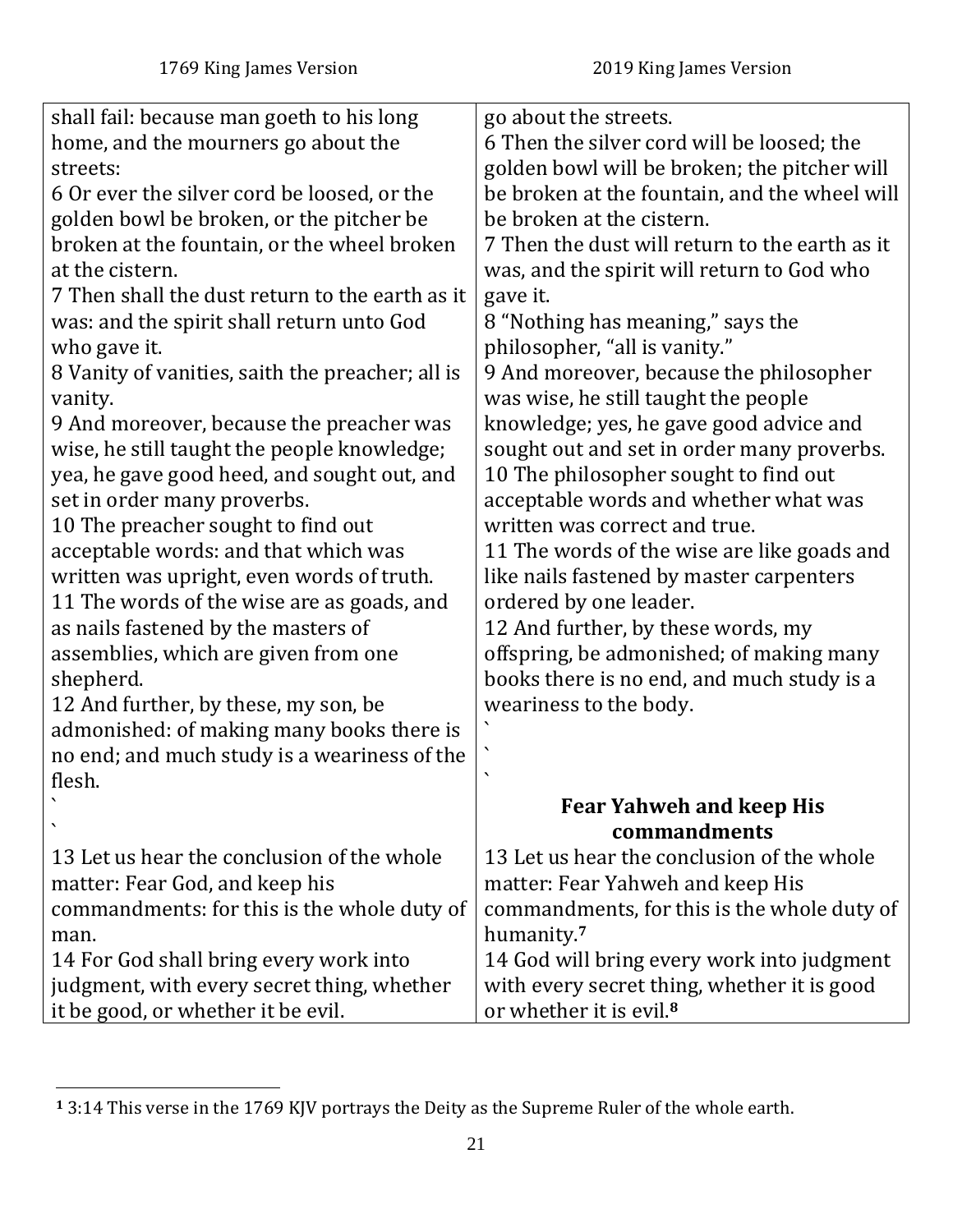| 1769 King James Version | 2019 King James Version |
| --- | --- |
| shall fail: because man goeth to his long home, and the mourners go about the streets: | go about the streets. |
| 6 Or ever the silver cord be loosed, or the golden bowl be broken, or the pitcher be broken at the fountain, or the wheel broken at the cistern. | 6 Then the silver cord will be loosed; the golden bowl will be broken; the pitcher will be broken at the fountain, and the wheel will be broken at the cistern. |
| 7 Then shall the dust return to the earth as it was: and the spirit shall return unto God who gave it. | 7 Then the dust will return to the earth as it was, and the spirit will return to God who gave it. |
| 8 Vanity of vanities, saith the preacher; all is vanity. | 8 "Nothing has meaning," says the philosopher, "all is vanity." |
| 9 And moreover, because the preacher was wise, he still taught the people knowledge; yea, he gave good heed, and sought out, and set in order many proverbs. | 9 And moreover, because the philosopher was wise, he still taught the people knowledge; yes, he gave good advice and sought out and set in order many proverbs. |
| 10 The preacher sought to find out acceptable words: and that which was written was upright, even words of truth. | 10 The philosopher sought to find out acceptable words and whether what was written was correct and true. |
| 11 The words of the wise are as goads, and as nails fastened by the masters of assemblies, which are given from one shepherd. | 11 The words of the wise are like goads and like nails fastened by master carpenters ordered by one leader. |
| 12 And further, by these, my son, be admonished: of making many books there is no end; and much study is a weariness of the flesh. | 12 And further, by these words, my offspring, be admonished; of making many books there is no end, and much study is a weariness to the body. |
| ` ` | ` ` ` **Fear Yahweh and keep His commandments** |
| 13 Let us hear the conclusion of the whole matter: Fear God, and keep his commandments: for this is the whole duty of man. | 13 Let us hear the conclusion of the whole matter: Fear Yahweh and keep His commandments, for this is the whole duty of humanity.[7] |
| 14 For God shall bring every work into judgment, with every secret thing, whether it be good, or whether it be evil. | 14 God will bring every work into judgment with every secret thing, whether it is good or whether it is evil.[8] |

[1] 3:14 This verse in the 1769 KJV portrays the Deity as the Supreme Ruler of the whole earth.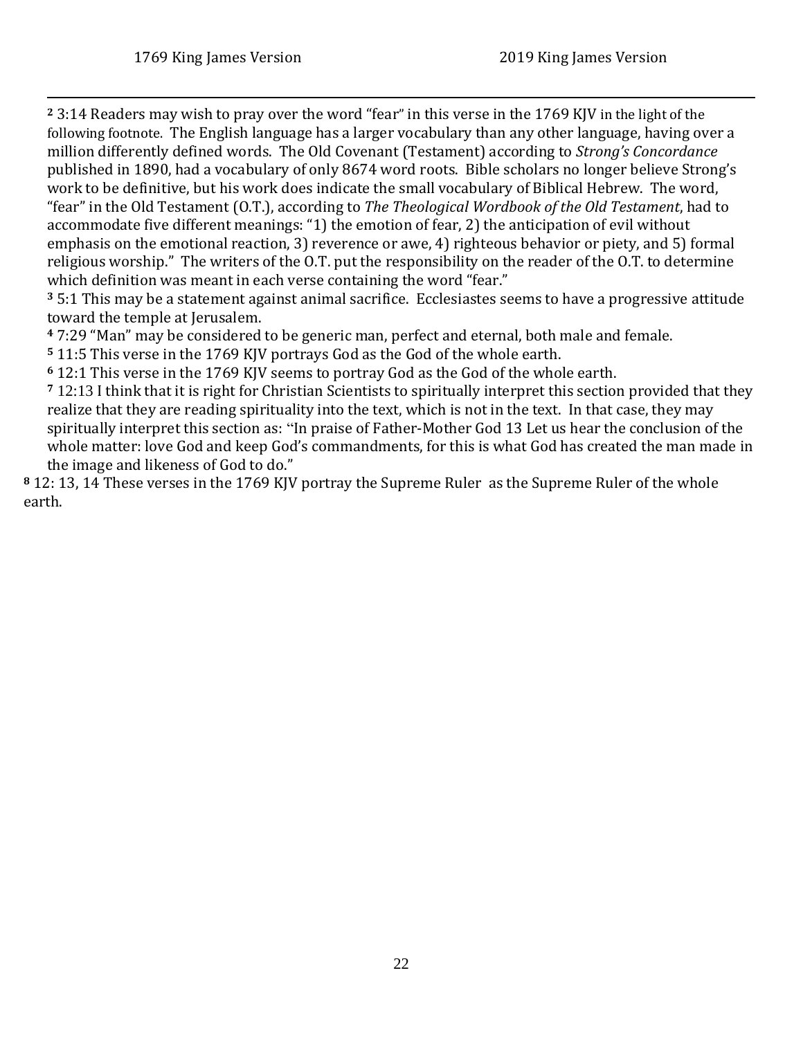[2] 3:14 Readers may wish to pray over the word "fear" in this verse in the 1769 KJV in the light of the following footnote. The English language has a larger vocabulary than any other language, having over a million differently defined words. The Old Covenant (Testament) according to *Strong's Concordance* published in 1890, had a vocabulary of only 8674 word roots. Bible scholars no longer believe Strong's work to be definitive, but his work does indicate the small vocabulary of Biblical Hebrew. The word, "fear" in the Old Testament (O.T.), according to *The Theological Wordbook of the Old Testament*, had to accommodate five different meanings: "1) the emotion of fear, 2) the anticipation of evil without emphasis on the emotional reaction, 3) reverence or awe, 4) righteous behavior or piety, and 5) formal religious worship." The writers of the O.T. put the responsibility on the reader of the O.T. to determine which definition was meant in each verse containing the word "fear."

[3] 5:1 This may be a statement against animal sacrifice. Ecclesiastes seems to have a progressive attitude toward the temple at Jerusalem.

[4] 7:29 "Man" may be considered to be generic man, perfect and eternal, both male and female.

[5] 11:5 This verse in the 1769 KJV portrays God as the God of the whole earth.

[6] 12:1 This verse in the 1769 KJV seems to portray God as the God of the whole earth.

[7] 12:13 I think that it is right for Christian Scientists to spiritually interpret this section provided that they realize that they are reading spirituality into the text, which is not in the text. In that case, they may spiritually interpret this section as: "In praise of Father-Mother God 13 Let us hear the conclusion of the whole matter: love God and keep God's commandments, for this is what God has created the man made in the image and likeness of God to do."

[8] 12: 13, 14 These verses in the 1769 KJV portray the Supreme Ruler as the Supreme Ruler of the whole earth.